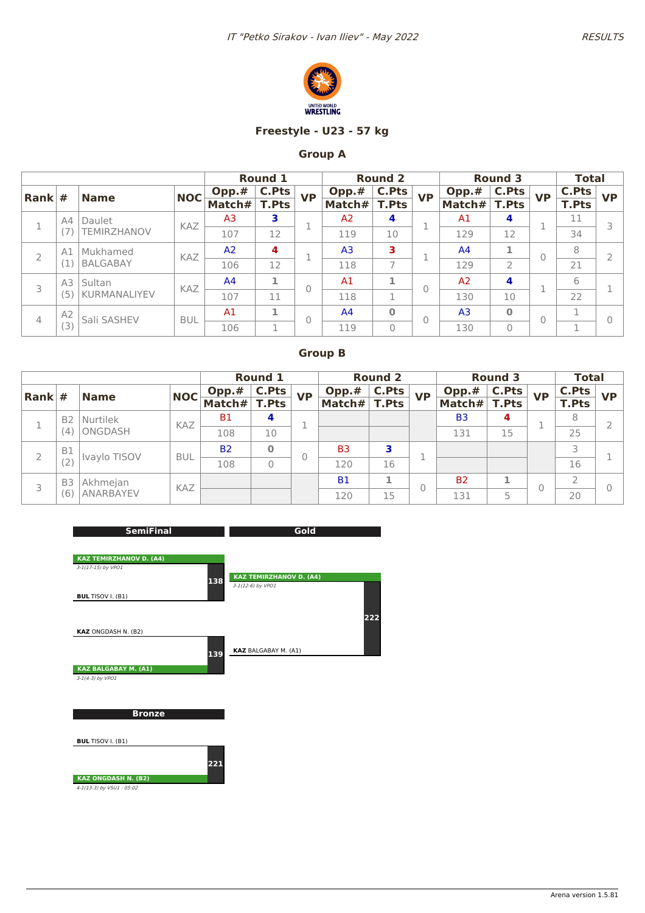IT "Petko Sirakov - Ivan Iliev" - May 2022

RESULTS

UNITED WORLD WRESTLING

## Freestyle - U23 - 57 kg

### Group A

| Rank | # | Name | NOC | Round 1 Opp.# / Match# | Round 1 C.Pts / T.Pts | Round 1 VP | Round 2 Opp.# / Match# | Round 2 C.Pts / T.Pts | Round 2 VP | Round 3 Opp.# / Match# | Round 3 C.Pts / T.Pts | Round 3 VP | Total C.Pts / T.Pts | Total VP |
|---|---|---|---|---|---|---|---|---|---|---|---|---|---|---|
| 1 | A4 (7) | Daulet TEMIRZHANOV | KAZ | A3 / 107 | 3 / 12 | 1 | A2 / 119 | 4 / 10 | 1 | A1 / 129 | 4 / 12 | 1 | 11 / 34 | 3 |
| 2 | A1 (1) | Mukhamed BALGABAY | KAZ | A2 / 106 | 4 / 12 | 1 | A3 / 118 | 3 / 7 | 1 | A4 / 129 | 1 / 2 | 0 | 8 / 21 | 2 |
| 3 | A3 (5) | Sultan KURMANALIYEV | KAZ | A4 / 107 | 1 / 11 | 0 | A1 / 118 | 1 / 1 | 0 | A2 / 130 | 4 / 10 | 1 | 6 / 22 | 1 |
| 4 | A2 (3) | Sali SASHEV | BUL | A1 / 106 | 1 / 1 | 0 | A4 / 119 | 0 / 0 | 0 | A3 / 130 | 0 / 0 | 0 | 1 / 1 | 0 |

### Group B

| Rank | # | Name | NOC | Round 1 Opp.# / Match# | Round 1 C.Pts / T.Pts | Round 1 VP | Round 2 Opp.# / Match# | Round 2 C.Pts / T.Pts | Round 2 VP | Round 3 Opp.# / Match# | Round 3 C.Pts / T.Pts | Round 3 VP | Total C.Pts / T.Pts | Total VP |
|---|---|---|---|---|---|---|---|---|---|---|---|---|---|---|
| 1 | B2 (4) | Nurtilek ONGDASH | KAZ | B1 / 108 | 4 / 10 | 1 | | | | B3 / 131 | 4 / 15 | 1 | 8 / 25 | 2 |
| 2 | B1 (2) | Ivaylo TISOV | BUL | B2 / 108 | 0 / 0 | 0 | B3 / 120 | 3 / 16 | 1 | | | | 3 / 16 | 1 |
| 3 | B3 (6) | Akhmejan ANARBAYEV | KAZ | | | | B1 / 120 | 1 / 15 | 0 | B2 / 131 | 1 / 5 | 0 | 2 / 20 | 0 |

### SemiFinal

**Match 138**
- **KAZ TEMIRZHANOV D. (A4)** — 3-1(17-15) by VPO1
- BUL TISOV I. (B1)

**Match 139**
- KAZ ONGDASH N. (B2)
- **KAZ BALGABAY M. (A1)** — 3-1(4-3) by VPO1

### Gold

**Match 222**
- **KAZ TEMIRZHANOV D. (A4)** — 3-1(12-6) by VPO1
- KAZ BALGABAY M. (A1)

### Bronze

**Match 221**
- BUL TISOV I. (B1)
- **KAZ ONGDASH N. (B2)** — 4-1(13-3) by VSU1 - 05:02

Arena version 1.5.81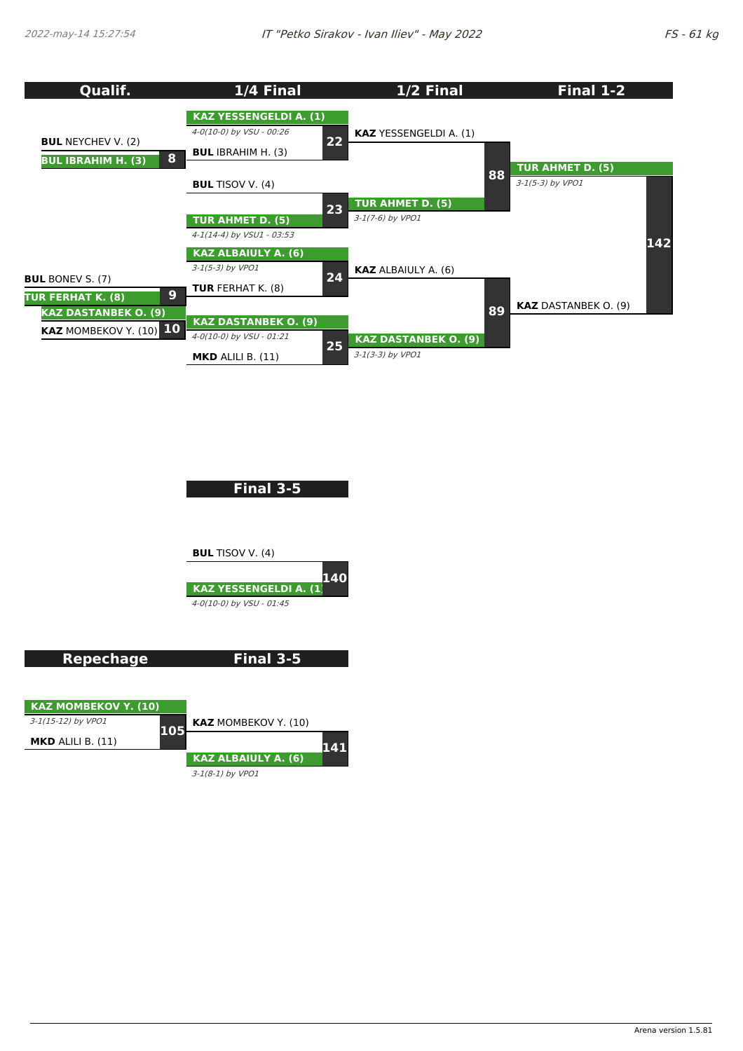IT "Petko Sirakov - Ivan Iliev" - May 2022

FS - 61 kg

## Qualif.

| Bout | Wrestler 1 | Wrestler 2 | Winner | Result |
|---|---|---|---|---|
| 8 | BUL NEYCHEV V. (2) | BUL IBRAHIM H. (3) | BUL IBRAHIM H. (3) | |
| 9 | BUL BONEV S. (7) | TUR FERHAT K. (8) | TUR FERHAT K. (8) | |
| 10 | KAZ DASTANBEK O. (9) | KAZ MOMBEKOV Y. (10) | KAZ DASTANBEK O. (9) | |

## 1/4 Final

| Bout | Wrestler 1 | Wrestler 2 | Winner | Result |
|---|---|---|---|---|
| 22 | KAZ YESSENGELDI A. (1) | BUL IBRAHIM H. (3) | KAZ YESSENGELDI A. (1) | 4-0(10-0) by VSU - 00:26 |
| 23 | BUL TISOV V. (4) | TUR AHMET D. (5) | TUR AHMET D. (5) | 4-1(14-4) by VSU1 - 03:53 |
| 24 | KAZ ALBAIULY A. (6) | TUR FERHAT K. (8) | KAZ ALBAIULY A. (6) | 3-1(5-3) by VPO1 |
| 25 | KAZ DASTANBEK O. (9) | MKD ALILI B. (11) | KAZ DASTANBEK O. (9) | 4-0(10-0) by VSU - 01:21 |

## 1/2 Final

| Bout | Wrestler 1 | Wrestler 2 | Winner | Result |
|---|---|---|---|---|
| 88 | KAZ YESSENGELDI A. (1) | TUR AHMET D. (5) | TUR AHMET D. (5) | 3-1(7-6) by VPO1 |
| 89 | KAZ ALBAIULY A. (6) | KAZ DASTANBEK O. (9) | KAZ DASTANBEK O. (9) | 3-1(3-3) by VPO1 |

## Final 1-2

| Bout | Wrestler 1 | Wrestler 2 | Winner | Result |
|---|---|---|---|---|
| 142 | TUR AHMET D. (5) | KAZ DASTANBEK O. (9) | TUR AHMET D. (5) | 3-1(5-3) by VPO1 |

## Final 3-5

| Bout | Wrestler 1 | Wrestler 2 | Winner | Result |
|---|---|---|---|---|
| 140 | BUL TISOV V. (4) | KAZ YESSENGELDI A. (1) | KAZ YESSENGELDI A. (1) | 4-0(10-0) by VSU - 01:45 |

## Repechage

| Bout | Wrestler 1 | Wrestler 2 | Winner | Result |
|---|---|---|---|---|
| 105 | KAZ MOMBEKOV Y. (10) | MKD ALILI B. (11) | KAZ MOMBEKOV Y. (10) | 3-1(15-12) by VPO1 |

## Final 3-5

| Bout | Wrestler 1 | Wrestler 2 | Winner | Result |
|---|---|---|---|---|
| 141 | KAZ MOMBEKOV Y. (10) | KAZ ALBAIULY A. (6) | KAZ ALBAIULY A. (6) | 3-1(8-1) by VPO1 |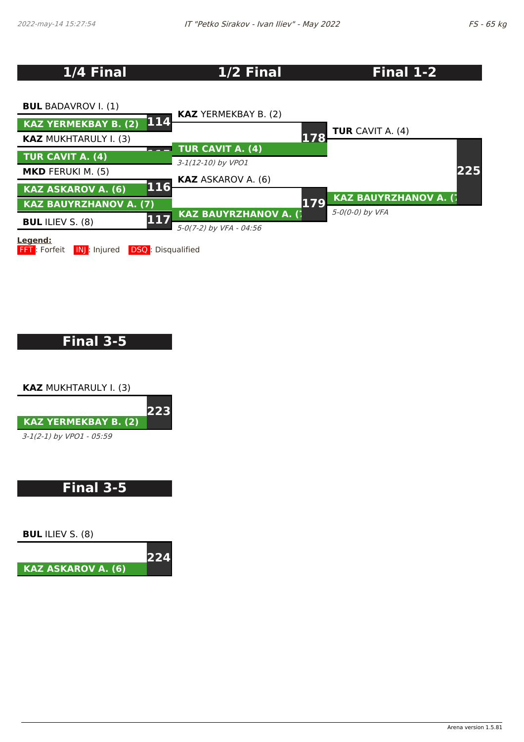## 1/4 Final

**BUL** BADAVROV I. (1)
**KAZ YERMEKBAY B. (2)** — 114

**KAZ** MUKHTARULY I. (3)
**TUR CAVIT A. (4)** — 115

**MKD** FERUKI M. (5)
**KAZ ASKAROV A. (6)** — 116

**KAZ BAUYRZHANOV A. (7)**
**BUL** ILIEV S. (8) — 117

## 1/2 Final

**KAZ** YERMEKBAY B. (2)
**TUR CAVIT A. (4)** — 178
*3-1(12-10) by VPO1*

**KAZ** ASKAROV A. (6)
**KAZ BAUYRZHANOV A. (7)** — 179
*5-0(7-2) by VFA - 04:56*

## Final 1-2

**TUR** CAVIT A. (4)
**KAZ BAUYRZHANOV A. (7)** — 225
*5-0(0-0) by VFA*

**Legend:**
FFT: Forfeit INJ: Injured DSQ: Disqualified

## Final 3-5

**KAZ** MUKHTARULY I. (3)
**KAZ YERMEKBAY B. (2)** — 223
*3-1(2-1) by VPO1 - 05:59*

## Final 3-5

**BUL** ILIEV S. (8)
**KAZ ASKAROV A. (6)** — 224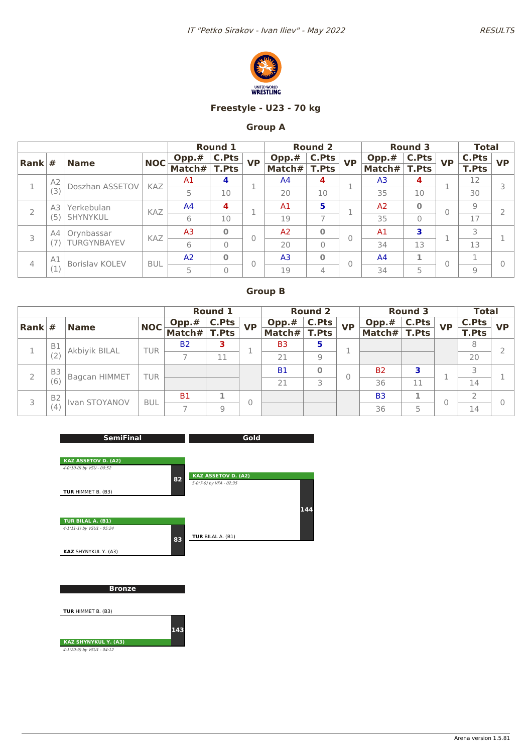# Freestyle - U23 - 70 kg

## Group A

| Rank | # | Name | NOC | Round 1 Opp.# / Match# | C.Pts / T.Pts | VP | Round 2 Opp.# / Match# | C.Pts / T.Pts | VP | Round 3 Opp.# / Match# | C.Pts / T.Pts | VP | Total C.Pts / T.Pts | VP |
|---|---|---|---|---|---|---|---|---|---|---|---|---|---|---|
| 1 | A2 (3) | Doszhan ASSETOV | KAZ | A1 / 5 | 4 / 10 | 1 | A4 / 20 | 4 / 10 | 1 | A3 / 35 | 4 / 10 | 1 | 12 / 30 | 3 |
| 2 | A3 (5) | Yerkebulan SHYNYKUL | KAZ | A4 / 6 | 4 / 10 | 1 | A1 / 19 | 5 / 7 | 1 | A2 / 35 | 0 / 0 | 0 | 9 / 17 | 2 |
| 3 | A4 (7) | Orynbassar TURGYNBAYEV | KAZ | A3 / 6 | 0 / 0 | 0 | A2 / 20 | 0 / 0 | 0 | A1 / 34 | 3 / 13 | 1 | 3 / 13 | 1 |
| 4 | A1 (1) | Borislav KOLEV | BUL | A2 / 5 | 0 / 0 | 0 | A3 / 19 | 0 / 4 | 0 | A4 / 34 | 1 / 5 | 0 | 1 / 9 | 0 |

## Group B

| Rank | # | Name | NOC | Round 1 Opp.# / Match# | C.Pts / T.Pts | VP | Round 2 Opp.# / Match# | C.Pts / T.Pts | VP | Round 3 Opp.# / Match# | C.Pts / T.Pts | VP | Total C.Pts / T.Pts | VP |
|---|---|---|---|---|---|---|---|---|---|---|---|---|---|---|
| 1 | B1 (2) | Akbiyik BILAL | TUR | B2 / 7 | 3 / 11 | 1 | B3 / 21 | 5 / 9 | 1 | | | | 8 / 20 | 2 |
| 2 | B3 (6) | Bagcan HIMMET | TUR | | | | B1 / 21 | 0 / 3 | 0 | B2 / 36 | 3 / 11 | 1 | 3 / 14 | 1 |
| 3 | B2 (4) | Ivan STOYANOV | BUL | B1 / 7 | 1 / 9 | 0 | | | | B3 / 36 | 1 / 5 | 0 | 2 / 14 | 0 |

## SemiFinal

**Match 82**
- **KAZ ASSETOV D. (A2)** — *4-0(10-0) by VSU - 00:52*
- TUR HIMMET B. (B3)

**Match 83**
- **TUR BILAL A. (B1)** — *4-1(11-1) by VSU1 - 05:24*
- KAZ SHYNYKUL Y. (A3)

## Gold

**Match 144**
- **KAZ ASSETOV D. (A2)** — *5-0(7-0) by VFA - 02:35*
- TUR BILAL A. (B1)

## Bronze

**Match 143**
- TUR HIMMET B. (B3)
- **KAZ SHYNYKUL Y. (A3)** — *4-1(20-9) by VSU1 - 04:12*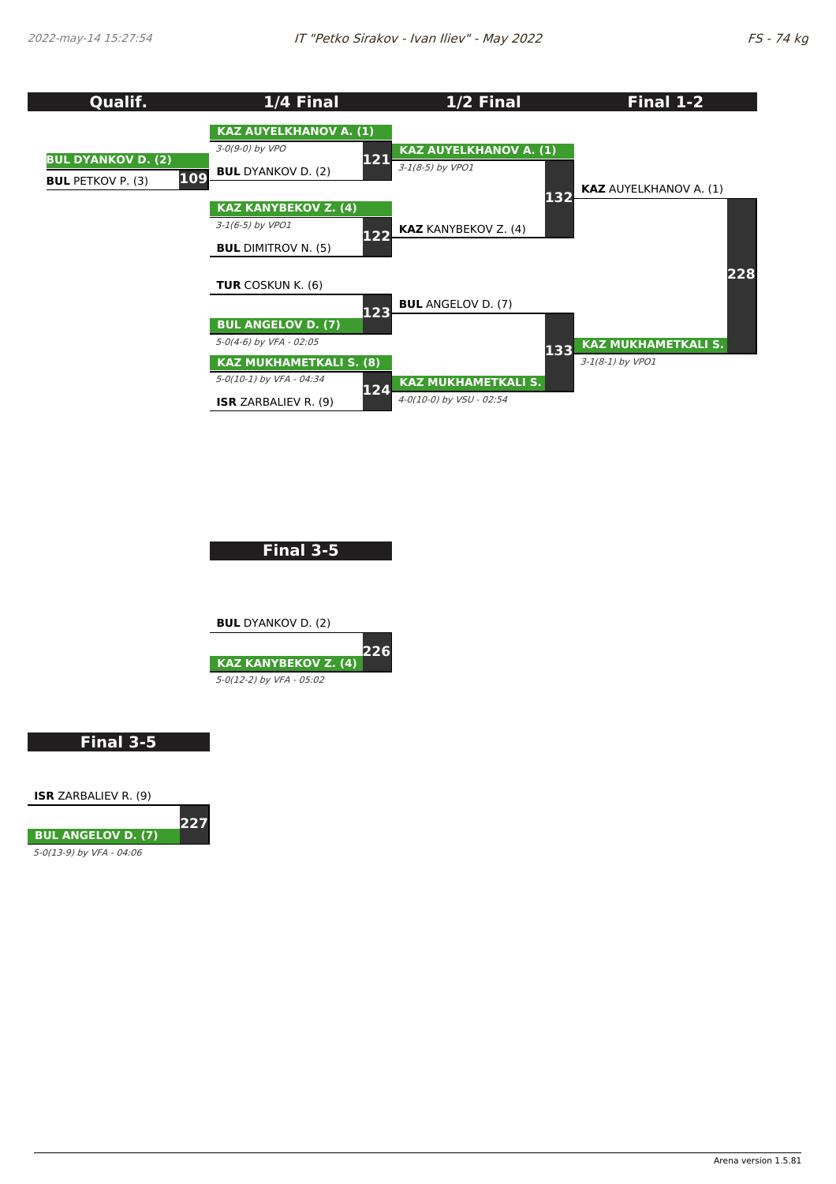# IT "Petko Sirakov - Ivan Iliev" - May 2022

## FS - 74 kg

### Qualif.

| Match | Wrestler 1 | Wrestler 2 | Winner | Result |
|---|---|---|---|---|
| 109 | BUL DYANKOV D. (2) | BUL PETKOV P. (3) | BUL DYANKOV D. (2) | |

### 1/4 Final

| Match | Wrestler 1 | Wrestler 2 | Winner | Result |
|---|---|---|---|---|
| 121 | KAZ AUYELKHANOV A. (1) | BUL DYANKOV D. (2) | KAZ AUYELKHANOV A. (1) | 3-0(9-0) by VPO |
| 122 | KAZ KANYBEKOV Z. (4) | BUL DIMITROV N. (5) | KAZ KANYBEKOV Z. (4) | 3-1(6-5) by VPO1 |
| 123 | TUR COSKUN K. (6) | BUL ANGELOV D. (7) | BUL ANGELOV D. (7) | 5-0(4-6) by VFA - 02:05 |
| 124 | KAZ MUKHAMETKALI S. (8) | ISR ZARBALIEV R. (9) | KAZ MUKHAMETKALI S. (8) | 5-0(10-1) by VFA - 04:34 |

### 1/2 Final

| Match | Wrestler 1 | Wrestler 2 | Winner | Result |
|---|---|---|---|---|
| 132 | KAZ AUYELKHANOV A. (1) | KAZ KANYBEKOV Z. (4) | KAZ AUYELKHANOV A. (1) | 3-1(8-5) by VPO1 |
| 133 | BUL ANGELOV D. (7) | KAZ MUKHAMETKALI S. | KAZ MUKHAMETKALI S. | 4-0(10-0) by VSU - 02:54 |

### Final 1-2

| Match | Wrestler 1 | Wrestler 2 | Winner | Result |
|---|---|---|---|---|
| 228 | KAZ AUYELKHANOV A. (1) | KAZ MUKHAMETKALI S. | KAZ MUKHAMETKALI S. | 3-1(8-1) by VPO1 |

### Final 3-5

| Match | Wrestler 1 | Wrestler 2 | Winner | Result |
|---|---|---|---|---|
| 226 | BUL DYANKOV D. (2) | KAZ KANYBEKOV Z. (4) | KAZ KANYBEKOV Z. (4) | 5-0(12-2) by VFA - 05:02 |

### Final 3-5

| Match | Wrestler 1 | Wrestler 2 | Winner | Result |
|---|---|---|---|---|
| 227 | ISR ZARBALIEV R. (9) | BUL ANGELOV D. (7) | BUL ANGELOV D. (7) | 5-0(13-9) by VFA - 04:06 |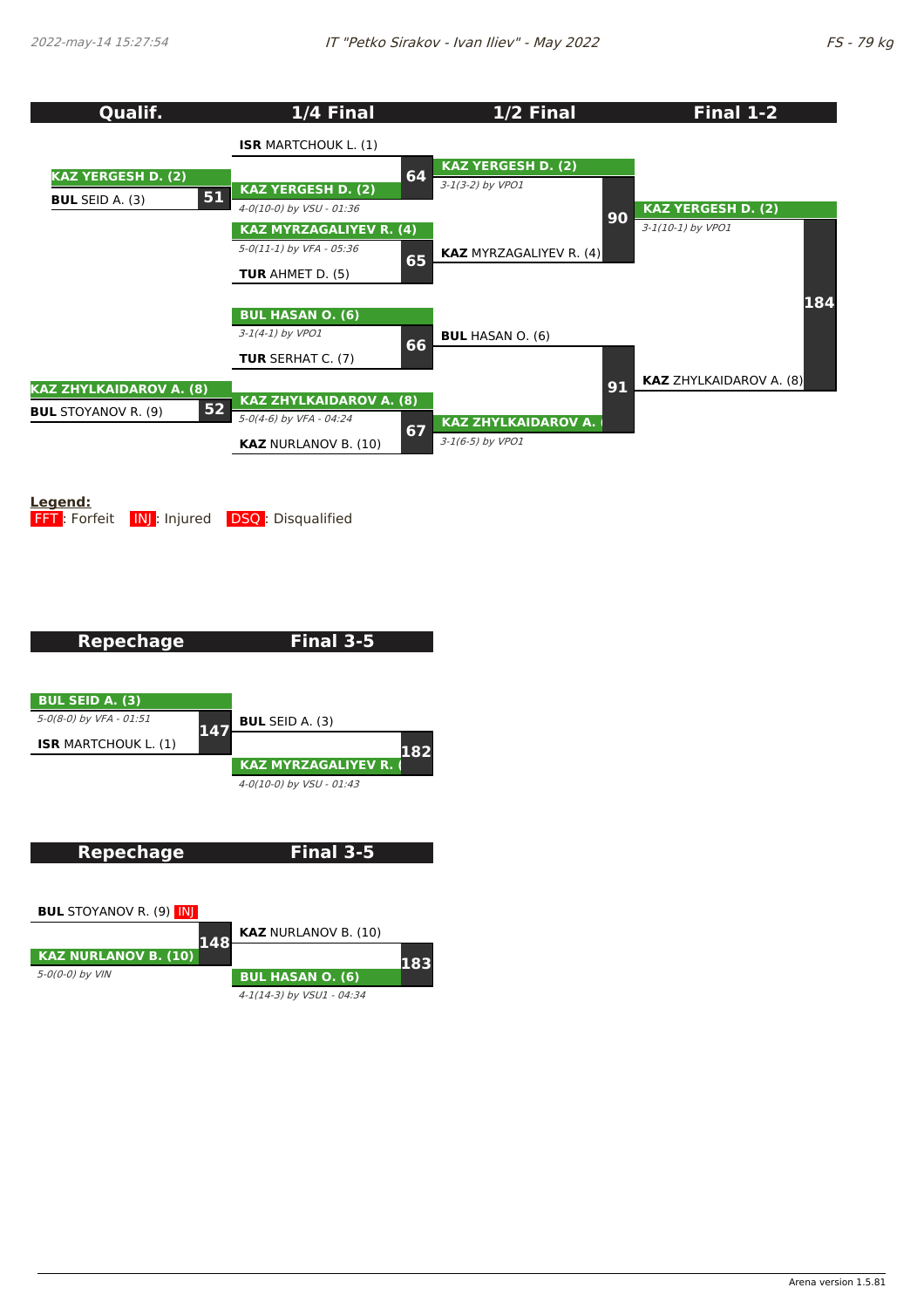2022-may-14 15:27:54 — IT "Petko Sirakov - Ivan Iliev" - May 2022 — FS - 79 kg

## Qualif. / 1/4 Final / 1/2 Final / Final 1-2

**Qualif.**

- Bout 51: **KAZ YERGESH D. (2)** vs BUL SEID A. (3)
- Bout 52: **KAZ ZHYLKAIDAROV A. (8)** vs BUL STOYANOV R. (9)

**1/4 Final**

- Bout 64: ISR MARTCHOUK L. (1) vs **KAZ YERGESH D. (2)** — *4-0(10-0) by VSU - 01:36*
- Bout 65: **KAZ MYRZAGALIYEV R. (4)** vs TUR AHMET D. (5) — *5-0(11-1) by VFA - 05:36*
- Bout 66: **BUL HASAN O. (6)** vs TUR SERHAT C. (7) — *3-1(4-1) by VPO1*
- Bout 67: **KAZ ZHYLKAIDAROV A. (8)** vs KAZ NURLANOV B. (10) — *5-0(4-6) by VFA - 04:24*

**1/2 Final**

- Bout 90: **KAZ YERGESH D. (2)** vs KAZ MYRZAGALIYEV R. (4) — *3-1(3-2) by VPO1*
- Bout 91: BUL HASAN O. (6) vs **KAZ ZHYLKAIDAROV A.** — *3-1(6-5) by VPO1*

**Final 1-2**

- Bout 184: **KAZ YERGESH D. (2)** vs KAZ ZHYLKAIDAROV A. (8) — *3-1(10-1) by VPO1*

**Legend:**
FFT: Forfeit INJ: Injured DSQ: Disqualified

## Repechage / Final 3-5

- Bout 147: **BUL SEID A. (3)** vs ISR MARTCHOUK L. (1) — *5-0(8-0) by VFA - 01:51*
- Bout 182: BUL SEID A. (3) vs **KAZ MYRZAGALIYEV R.** — *4-0(10-0) by VSU - 01:43*

## Repechage / Final 3-5

- Bout 148: BUL STOYANOV R. (9) INJ vs **KAZ NURLANOV B. (10)** — *5-0(0-0) by VIN*
- Bout 183: KAZ NURLANOV B. (10) vs **BUL HASAN O. (6)** — *4-1(14-3) by VSU1 - 04:34*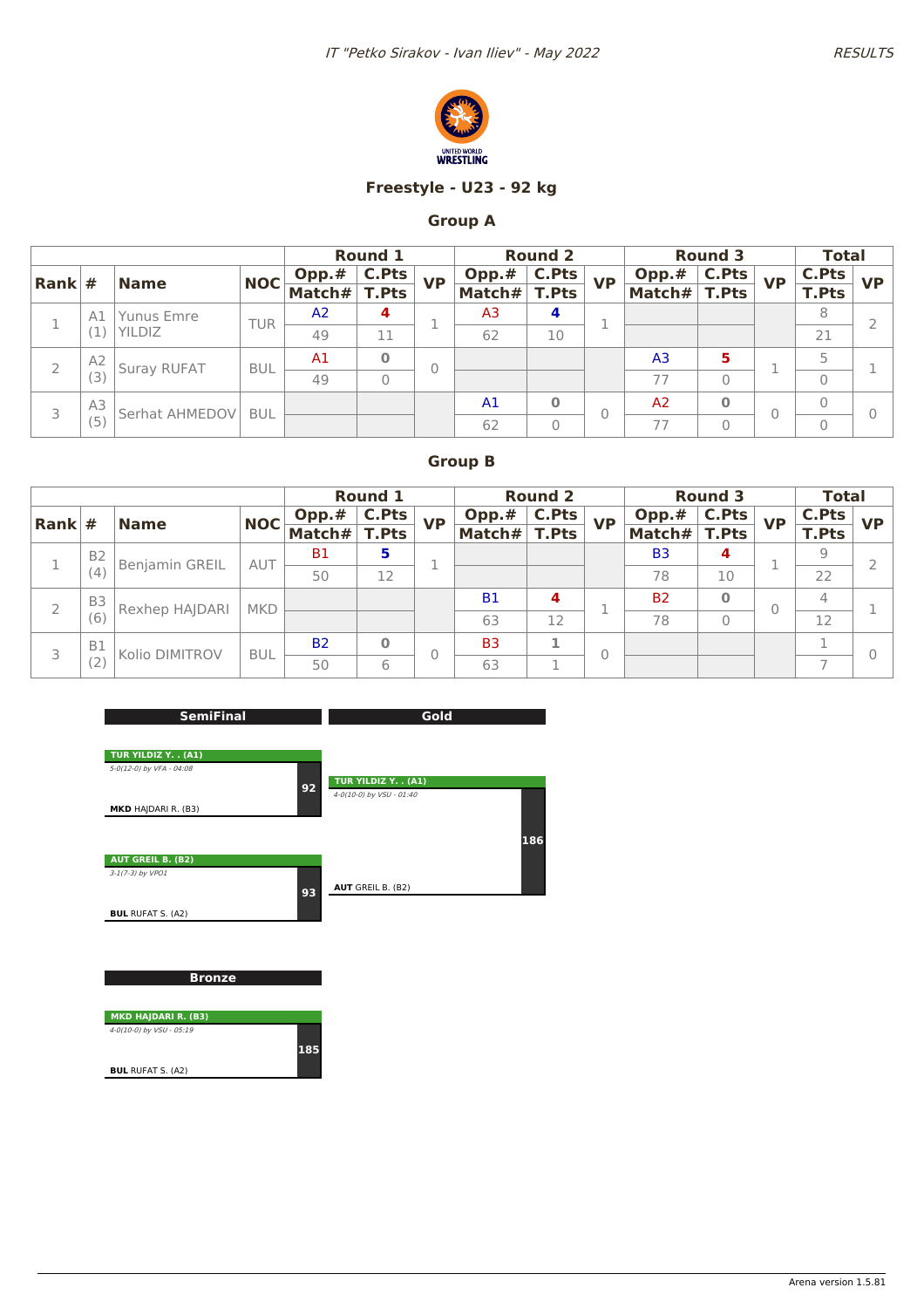# Freestyle - U23 - 92 kg

## Group A

| Rank | # | Name | NOC | Round 1 | | | Round 2 | | | Round 3 | | | Total | |
|---|---|---|---|---|---|---|---|---|---|---|---|---|---|---|
| | | | | Opp.# / Match# | C.Pts / T.Pts | VP | Opp.# / Match# | C.Pts / T.Pts | VP | Opp.# / Match# | C.Pts / T.Pts | VP | C.Pts / T.Pts | VP |
| 1 | A1 (1) | Yunus Emre YILDIZ | TUR | A2 / 49 | 4 / 11 | 1 | A3 / 62 | 4 / 10 | 1 | | | | 8 / 21 | 2 |
| 2 | A2 (3) | Suray RUFAT | BUL | A1 / 49 | 0 / 0 | 0 | | | | A3 / 77 | 5 / 0 | 1 | 5 / 0 | 1 |
| 3 | A3 (5) | Serhat AHMEDOV | BUL | | | | A1 / 62 | 0 / 0 | 0 | A2 / 77 | 0 / 0 | 0 | 0 / 0 | 0 |

## Group B

| Rank | # | Name | NOC | Round 1 | | | Round 2 | | | Round 3 | | | Total | |
|---|---|---|---|---|---|---|---|---|---|---|---|---|---|---|
| | | | | Opp.# / Match# | C.Pts / T.Pts | VP | Opp.# / Match# | C.Pts / T.Pts | VP | Opp.# / Match# | C.Pts / T.Pts | VP | C.Pts / T.Pts | VP |
| 1 | B2 (4) | Benjamin GREIL | AUT | B1 / 50 | 5 / 12 | 1 | | | | B3 / 78 | 4 / 10 | 1 | 9 / 22 | 2 |
| 2 | B3 (6) | Rexhep HAJDARI | MKD | | | | B1 / 63 | 4 / 12 | 1 | B2 / 78 | 0 / 0 | 0 | 4 / 12 | 1 |
| 3 | B1 (2) | Kolio DIMITROV | BUL | B2 / 50 | 0 / 6 | 0 | B3 / 63 | 1 / 1 | 0 | | | | 1 / 7 | 0 |

**SemiFinal**

Match 92: **TUR YILDIZ Y. . (A1)** vs **MKD** HAJDARI R. (B3) — *5-0(12-0) by VFA - 04:08*

Match 93: **AUT GREIL B. (B2)** vs **BUL** RUFAT S. (A2) — *3-1(7-3) by VPO1*

**Gold**

Match 186: **TUR YILDIZ Y. . (A1)** vs **AUT** GREIL B. (B2) — *4-0(10-0) by VSU - 01:40*

**Bronze**

Match 185: **MKD HAJDARI R. (B3)** vs **BUL** RUFAT S. (A2) — *4-0(10-0) by VSU - 05:19*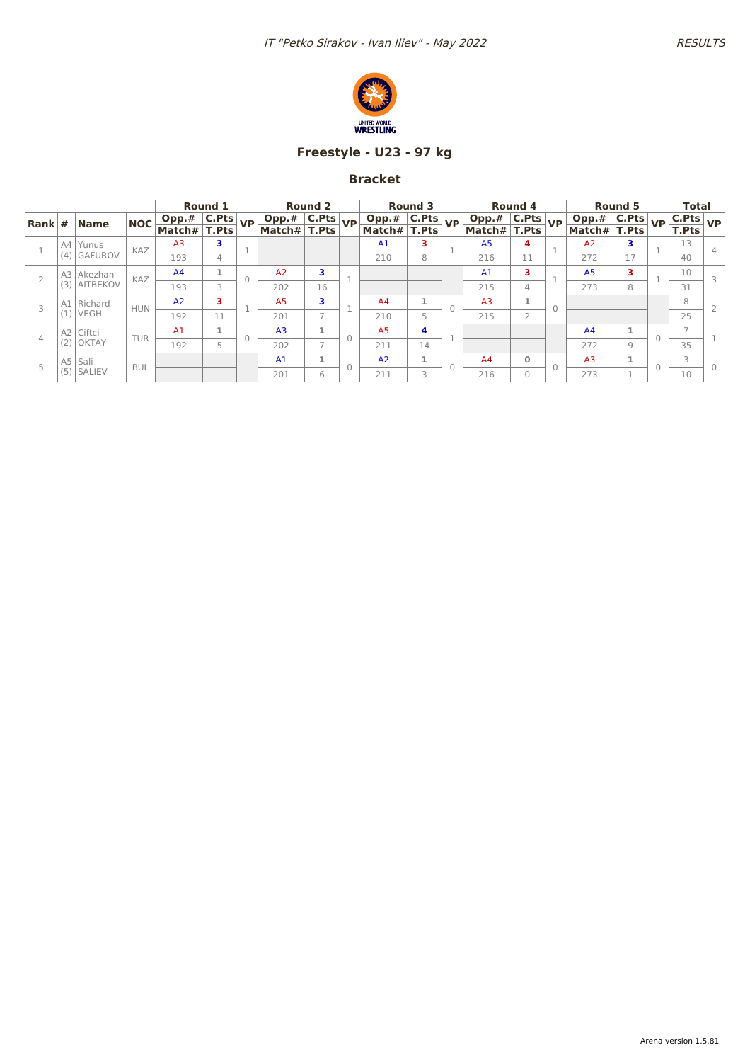# Freestyle - U23 - 97 kg

## Bracket

| Rank | # | Name | NOC | Round 1 | | | Round 2 | | | Round 3 | | | Round 4 | | | Round 5 | | | Total | |
|---|---|---|---|---|---|---|---|---|---|---|---|---|---|---|---|---|---|---|---|---|
| | | | | Opp.# / Match# | C.Pts / T.Pts | VP | Opp.# / Match# | C.Pts / T.Pts | VP | Opp.# / Match# | C.Pts / T.Pts | VP | Opp.# / Match# | C.Pts / T.Pts | VP | Opp.# / Match# | C.Pts / T.Pts | VP | C.Pts / T.Pts | VP |
| 1 | A4 (4) | Yunus GAFUROV | KAZ | A3 / 193 | 3 / 4 | 1 | | | | A1 / 210 | 3 / 8 | 1 | A5 / 216 | 4 / 11 | 1 | A2 / 272 | 3 / 17 | 1 | 13 / 40 | 4 |
| 2 | A3 (3) | Akezhan AITBEKOV | KAZ | A4 / 193 | 1 / 3 | 0 | A2 / 202 | 3 / 16 | 1 | | | | A1 / 215 | 3 / 4 | 1 | A5 / 273 | 3 / 8 | 1 | 10 / 31 | 3 |
| 3 | A1 (1) | Richard VEGH | HUN | A2 / 192 | 3 / 11 | 1 | A5 / 201 | 3 / 7 | 1 | A4 / 210 | 1 / 5 | 0 | A3 / 215 | 1 / 2 | 0 | | | | 8 / 25 | 2 |
| 4 | A2 (2) | Ciftci OKTAY | TUR | A1 / 192 | 1 / 5 | 0 | A3 / 202 | 1 / 7 | 0 | A5 / 211 | 4 / 14 | 1 | | | | A4 / 272 | 1 / 9 | 0 | 7 / 35 | 1 |
| 5 | A5 (5) | Sali SALIEV | BUL | | | | A1 / 201 | 1 / 6 | 0 | A2 / 211 | 1 / 3 | 0 | A4 / 216 | 0 / 0 | 0 | A3 / 273 | 1 / 1 | 0 | 3 / 10 | 0 |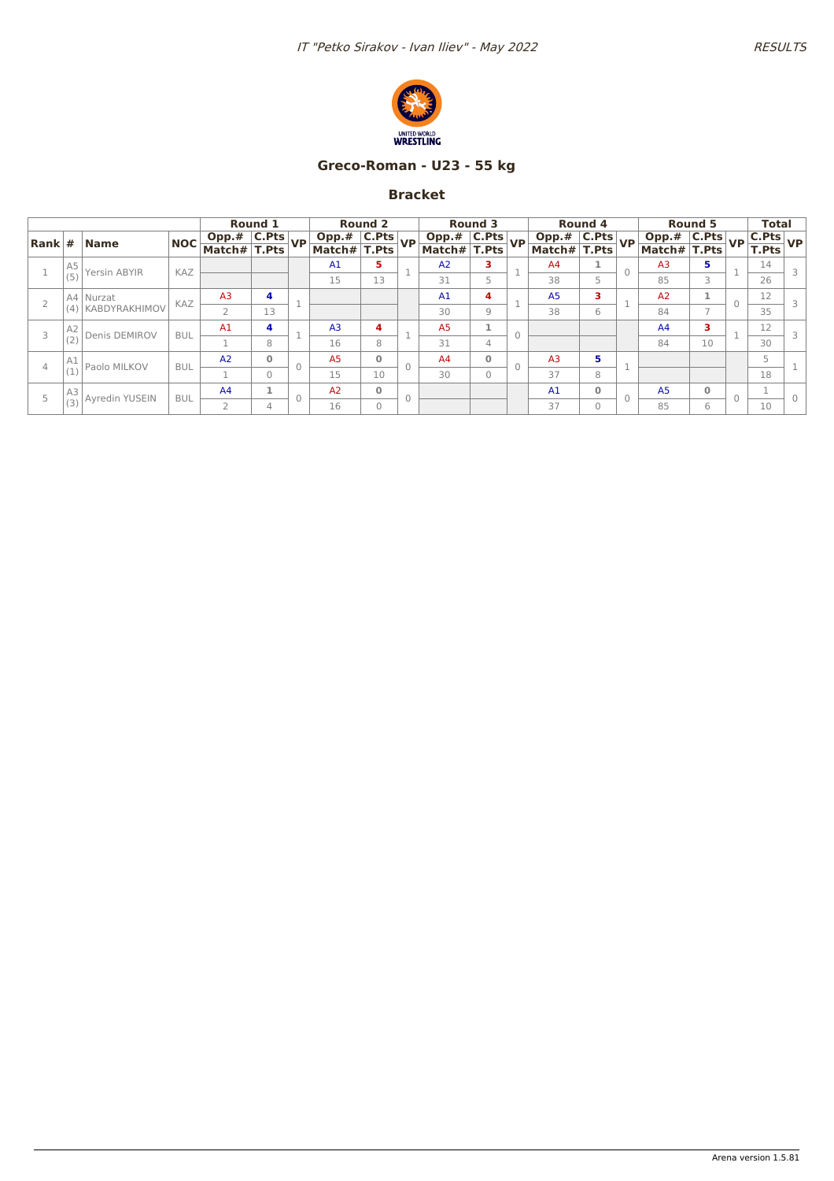## Greco-Roman - U23 - 55 kg

### Bracket

| Rank | # | Name | NOC | Round 1 | | | Round 2 | | | Round 3 | | | Round 4 | | | Round 5 | | | Total | |
|---|---|---|---|---|---|---|---|---|---|---|---|---|---|---|---|---|---|---|---|---|
| | | | | Opp.# / Match# | C.Pts / T.Pts | VP | Opp.# / Match# | C.Pts / T.Pts | VP | Opp.# / Match# | C.Pts / T.Pts | VP | Opp.# / Match# | C.Pts / T.Pts | VP | Opp.# / Match# | C.Pts / T.Pts | VP | C.Pts / T.Pts | VP |
| 1 | A5 (5) | Yersin ABYIR | KAZ | | | | A1 / 15 | 5 / 13 | 1 | A2 / 31 | 3 / 5 | 1 | A4 / 38 | 1 / 5 | 0 | A3 / 85 | 5 / 3 | 1 | 14 / 26 | 3 |
| 2 | A4 (4) | Nurzat KABDYRAKHIMOV | KAZ | A3 / 2 | 4 / 13 | 1 | | | | A1 / 30 | 4 / 9 | 1 | A5 / 38 | 3 / 6 | 1 | A2 / 84 | 1 / 7 | 0 | 12 / 35 | 3 |
| 3 | A2 (2) | Denis DEMIROV | BUL | A1 / 1 | 4 / 8 | 1 | A3 / 16 | 4 / 8 | 1 | A5 / 31 | 1 / 4 | 0 | | | | A4 / 84 | 3 / 10 | 1 | 12 / 30 | 3 |
| 4 | A1 (1) | Paolo MILKOV | BUL | A2 / 1 | 0 / 0 | 0 | A5 / 15 | 0 / 10 | 0 | A4 / 30 | 0 / 0 | 0 | A3 / 37 | 5 / 8 | 1 | | | | 5 / 18 | 1 |
| 5 | A3 (3) | Ayredin YUSEIN | BUL | A4 / 2 | 1 / 4 | 0 | A2 / 16 | 0 / 0 | 0 | | | | A1 / 37 | 0 / 0 | 0 | A5 / 85 | 0 / 6 | 0 | 1 / 10 | 0 |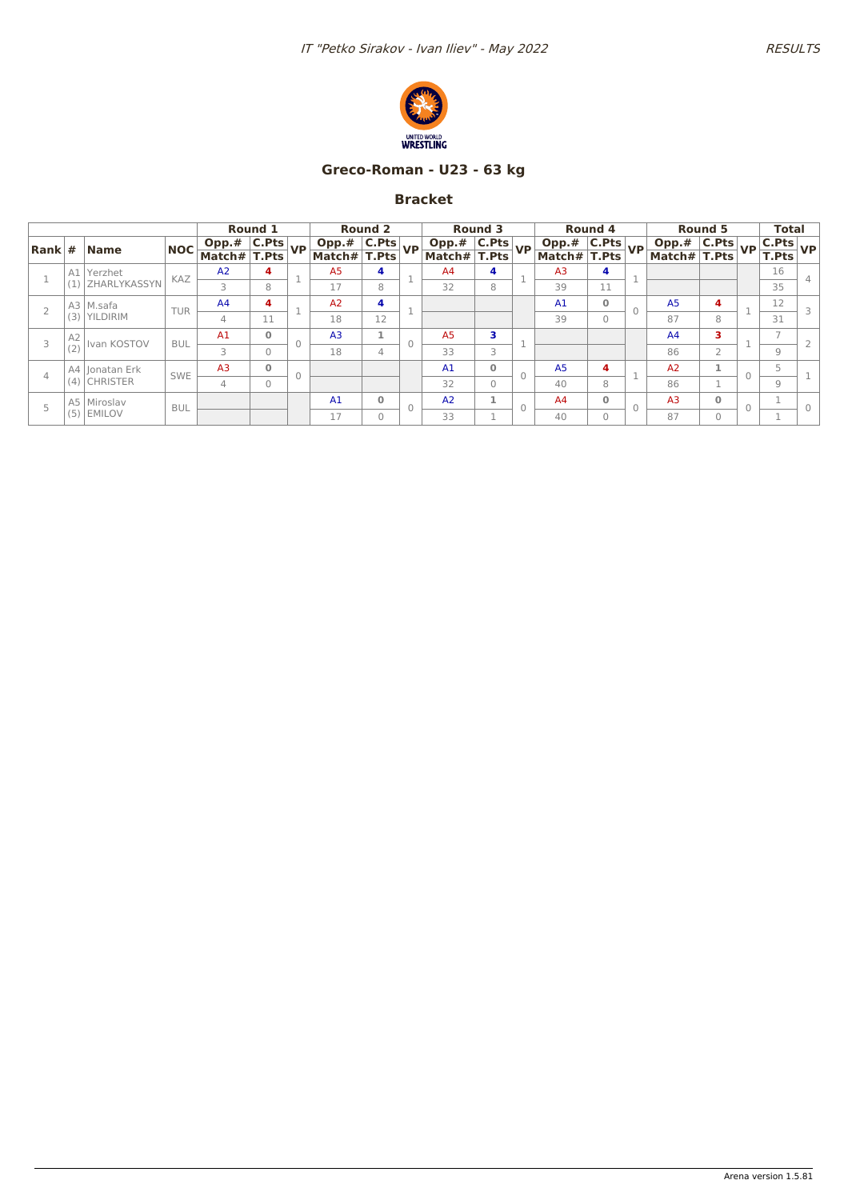IT "Petko Sirakov - Ivan Iliev" - May 2022

RESULTS

UNITED WORLD WRESTLING

## Greco-Roman - U23 - 63 kg

### Bracket

| Rank | # | Name | NOC | Round 1 Opp.# / Match# | Round 1 C.Pts / T.Pts | Round 1 VP | Round 2 Opp.# / Match# | Round 2 C.Pts / T.Pts | Round 2 VP | Round 3 Opp.# / Match# | Round 3 C.Pts / T.Pts | Round 3 VP | Round 4 Opp.# / Match# | Round 4 C.Pts / T.Pts | Round 4 VP | Round 5 Opp.# / Match# | Round 5 C.Pts / T.Pts | Round 5 VP | Total C.Pts / T.Pts | Total VP |
|---|---|---|---|---|---|---|---|---|---|---|---|---|---|---|---|---|---|---|---|---|
| 1 | A1 (1) | Yerzhet ZHARLYKASSYN | KAZ | A2 / 3 | 4 / 8 | 1 | A5 / 17 | 4 / 8 | 1 | A4 / 32 | 4 / 8 | 1 | A3 / 39 | 4 / 11 | 1 | | | | 16 / 35 | 4 |
| 2 | A3 (3) | M.safa YILDIRIM | TUR | A4 / 4 | 4 / 11 | 1 | A2 / 18 | 4 / 12 | 1 | | | | A1 / 39 | 0 / 0 | 0 | A5 / 87 | 4 / 8 | 1 | 12 / 31 | 3 |
| 3 | A2 (2) | Ivan KOSTOV | BUL | A1 / 3 | 0 / 0 | 0 | A3 / 18 | 1 / 4 | 0 | A5 / 33 | 3 / 3 | 1 | | | | A4 / 86 | 3 / 2 | 1 | 7 / 9 | 2 |
| 4 | A4 (4) | Jonatan Erk CHRISTER | SWE | A3 / 4 | 0 / 0 | 0 | | | | A1 / 32 | 0 / 0 | 0 | A5 / 40 | 4 / 8 | 1 | A2 / 86 | 1 / 1 | 0 | 5 / 9 | 1 |
| 5 | A5 (5) | Miroslav EMILOV | BUL | | | | A1 / 17 | 0 / 0 | 0 | A2 / 33 | 1 / 1 | 0 | A4 / 40 | 0 / 0 | 0 | A3 / 87 | 0 / 0 | 0 | 1 / 1 | 0 |

Arena version 1.5.81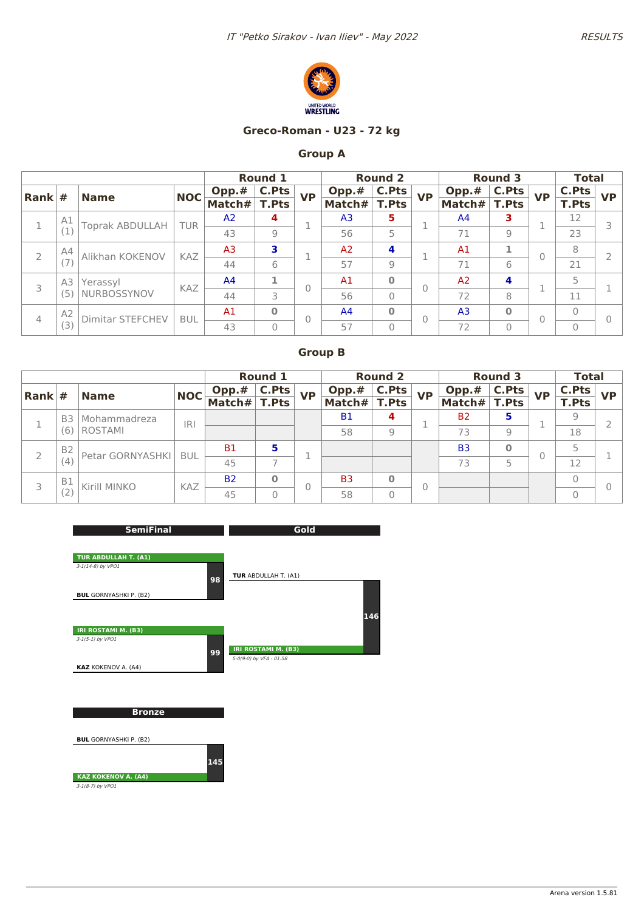IT "Petko Sirakov - Ivan Iliev" - May 2022

RESULTS

## Greco-Roman - U23 - 72 kg

### Group A

| Rank | # | Name | NOC | Round 1 Opp.# / Match# | C.Pts / T.Pts | VP | Round 2 Opp.# / Match# | C.Pts / T.Pts | VP | Round 3 Opp.# / Match# | C.Pts / T.Pts | VP | Total C.Pts / T.Pts | VP |
|---|---|---|---|---|---|---|---|---|---|---|---|---|---|---|
| 1 | A1 (1) | Toprak ABDULLAH | TUR | A2 / 43 | 4 / 9 | 1 | A3 / 56 | 5 / 5 | 1 | A4 / 71 | 3 / 9 | 1 | 12 / 23 | 3 |
| 2 | A4 (7) | Alikhan KOKENOV | KAZ | A3 / 44 | 3 / 6 | 1 | A2 / 57 | 4 / 9 | 1 | A1 / 71 | 1 / 6 | 0 | 8 / 21 | 2 |
| 3 | A3 (5) | Yerassyl NURBOSSYNOV | KAZ | A4 / 44 | 1 / 3 | 0 | A1 / 56 | 0 / 0 | 0 | A2 / 72 | 4 / 8 | 1 | 5 / 11 | 1 |
| 4 | A2 (3) | Dimitar STEFCHEV | BUL | A1 / 43 | 0 / 0 | 0 | A4 / 57 | 0 / 0 | 0 | A3 / 72 | 0 / 0 | 0 | 0 / 0 | 0 |

### Group B

| Rank | # | Name | NOC | Round 1 Opp.# / Match# | C.Pts / T.Pts | VP | Round 2 Opp.# / Match# | C.Pts / T.Pts | VP | Round 3 Opp.# / Match# | C.Pts / T.Pts | VP | Total C.Pts / T.Pts | VP |
|---|---|---|---|---|---|---|---|---|---|---|---|---|---|---|
| 1 | B3 (6) | Mohammadreza ROSTAMI | IRI | | | | B1 / 58 | 4 / 9 | 1 | B2 / 73 | 5 / 9 | 1 | 9 / 18 | 2 |
| 2 | B2 (4) | Petar GORNYASHKI | BUL | B1 / 45 | 5 / 7 | 1 | | | | B3 / 73 | 0 / 5 | 0 | 5 / 12 | 1 |
| 3 | B1 (2) | Kirill MINKO | KAZ | B2 / 45 | 0 / 0 | 0 | B3 / 58 | 0 / 0 | 0 | | | | 0 / 0 | 0 |

### SemiFinal

- Match 98: **TUR ABDULLAH T. (A1)** vs BUL GORNYASHKI P. (B2) — winner TUR ABDULLAH T. (A1), 3-1(14-8) by VPO1
- Match 99: **IRI ROSTAMI M. (B3)** vs KAZ KOKENOV A. (A4) — winner IRI ROSTAMI M. (B3), 3-1(5-1) by VPO1

### Gold

- Match 146: TUR ABDULLAH T. (A1) vs **IRI ROSTAMI M. (B3)** — winner IRI ROSTAMI M. (B3), 5-0(9-0) by VFA - 01:58

### Bronze

- Match 145: BUL GORNYASHKI P. (B2) vs **KAZ KOKENOV A. (A4)** — winner KAZ KOKENOV A. (A4), 3-1(8-7) by VPO1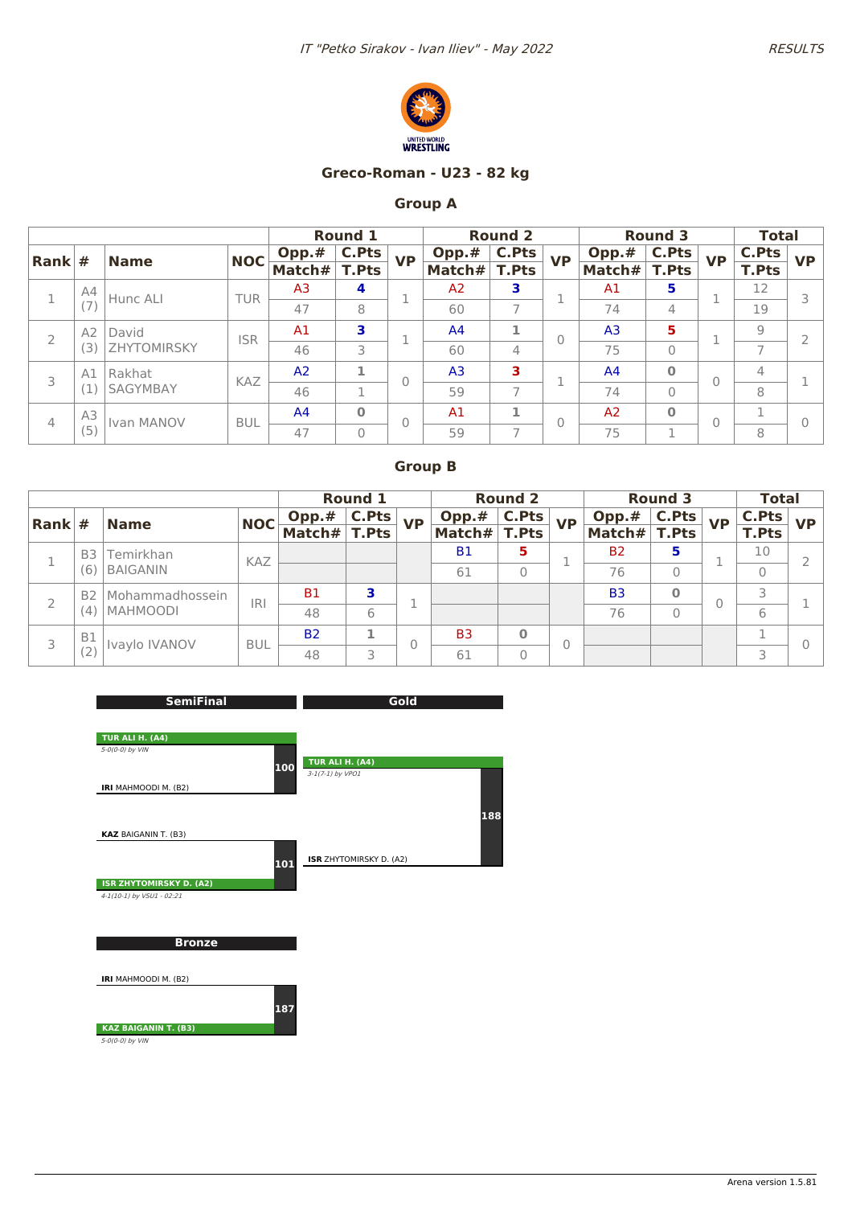IT "Petko Sirakov - Ivan Iliev" - May 2022

RESULTS

## Greco-Roman - U23 - 82 kg

### Group A

| Rank | # | Name | NOC | Round 1 Opp.# / Match# | C.Pts / T.Pts | VP | Round 2 Opp.# / Match# | C.Pts / T.Pts | VP | Round 3 Opp.# / Match# | C.Pts / T.Pts | VP | Total C.Pts / T.Pts | VP |
|---|---|---|---|---|---|---|---|---|---|---|---|---|---|---|
| 1 | A4 (7) | Hunc ALI | TUR | A3 / 47 | 4 / 8 | 1 | A2 / 60 | 3 / 7 | 1 | A1 / 74 | 5 / 4 | 1 | 12 / 19 | 3 |
| 2 | A2 (3) | David ZHYTOMIRSKY | ISR | A1 / 46 | 3 / 3 | 1 | A4 / 60 | 1 / 4 | 0 | A3 / 75 | 5 / 0 | 1 | 9 / 7 | 2 |
| 3 | A1 (1) | Rakhat SAGYMBAY | KAZ | A2 / 46 | 1 / 1 | 0 | A3 / 59 | 3 / 7 | 1 | A4 / 74 | 0 / 0 | 0 | 4 / 8 | 1 |
| 4 | A3 (5) | Ivan MANOV | BUL | A4 / 47 | 0 / 0 | 0 | A1 / 59 | 1 / 7 | 0 | A2 / 75 | 0 / 1 | 0 | 1 / 8 | 0 |

### Group B

| Rank | # | Name | NOC | Round 1 Opp.# / Match# | C.Pts / T.Pts | VP | Round 2 Opp.# / Match# | C.Pts / T.Pts | VP | Round 3 Opp.# / Match# | C.Pts / T.Pts | VP | Total C.Pts / T.Pts | VP |
|---|---|---|---|---|---|---|---|---|---|---|---|---|---|---|
| 1 | B3 (6) | Temirkhan BAIGANIN | KAZ | | | | B1 / 61 | 5 / 0 | 1 | B2 / 76 | 5 / 0 | 1 | 10 / 0 | 2 |
| 2 | B2 (4) | Mohammadhossein MAHMOODI | IRI | B1 / 48 | 3 / 6 | 1 | | | | B3 / 76 | 0 / 0 | 0 | 3 / 6 | 1 |
| 3 | B1 (2) | Ivaylo IVANOV | BUL | B2 / 48 | 1 / 3 | 0 | B3 / 61 | 0 / 0 | 0 | | | | 1 / 3 | 0 |

### SemiFinal

**Match 100:** **TUR ALI H. (A4)** def. IRI MAHMOODI M. (B2) — *5-0(0-0) by VIN*

**Match 101:** **ISR ZHYTOMIRSKY D. (A2)** def. KAZ BAIGANIN T. (B3) — *4-1(10-1) by VSU1 - 02:21*

### Gold

**Match 188:** **TUR ALI H. (A4)** def. ISR ZHYTOMIRSKY D. (A2) — *3-1(7-1) by VPO1*

### Bronze

**Match 187:** **KAZ BAIGANIN T. (B3)** def. IRI MAHMOODI M. (B2) — *5-0(0-0) by VIN*

Arena version 1.5.81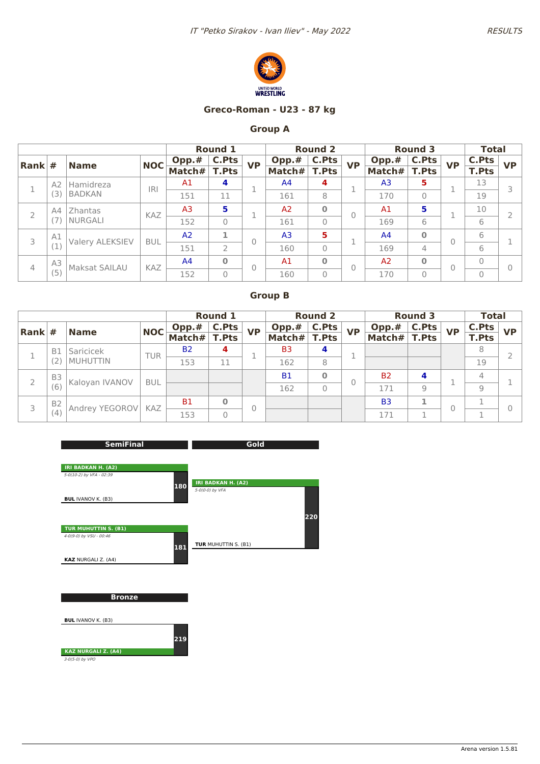IT "Petko Sirakov - Ivan Iliev" - May 2022

RESULTS

UNITED WORLD WRESTLING

## Greco-Roman - U23 - 87 kg

### Group A

| Rank | # | Name | NOC | Round 1 Opp.# | Round 1 C.Pts | Round 1 VP | Round 2 Opp.# | Round 2 C.Pts | Round 2 VP | Round 3 Opp.# | Round 3 C.Pts | Round 3 VP | Total C.Pts | Total VP |
|---|---|---|---|---|---|---|---|---|---|---|---|---|---|---|
| | | | | Match# | T.Pts | | Match# | T.Pts | | Match# | T.Pts | | T.Pts | |
| 1 | A2 (3) | Hamidreza BADKAN | IRI | A1 | 4 | 1 | A4 | 4 | 1 | A3 | 5 | 1 | 13 | 3 |
| | | | | 151 | 11 | | 161 | 8 | | 170 | 0 | | 19 | |
| 2 | A4 (7) | Zhantas NURGALI | KAZ | A3 | 5 | 1 | A2 | 0 | 0 | A1 | 5 | 1 | 10 | 2 |
| | | | | 152 | 0 | | 161 | 0 | | 169 | 6 | | 6 | |
| 3 | A1 (1) | Valery ALEKSIEV | BUL | A2 | 1 | 0 | A3 | 5 | 1 | A4 | 0 | 0 | 6 | 1 |
| | | | | 151 | 2 | | 160 | 0 | | 169 | 4 | | 6 | |
| 4 | A3 (5) | Maksat SAILAU | KAZ | A4 | 0 | 0 | A1 | 0 | 0 | A2 | 0 | 0 | 0 | 0 |
| | | | | 152 | 0 | | 160 | 0 | | 170 | 0 | | 0 | |

### Group B

| Rank | # | Name | NOC | Round 1 Opp.# | Round 1 C.Pts | Round 1 VP | Round 2 Opp.# | Round 2 C.Pts | Round 2 VP | Round 3 Opp.# | Round 3 C.Pts | Round 3 VP | Total C.Pts | Total VP |
|---|---|---|---|---|---|---|---|---|---|---|---|---|---|---|
| | | | | Match# | T.Pts | | Match# | T.Pts | | Match# | T.Pts | | T.Pts | |
| 1 | B1 (2) | Saricicek MUHUTTIN | TUR | B2 | 4 | 1 | B3 | 4 | 1 | | | | 8 | 2 |
| | | | | 153 | 11 | | 162 | 8 | | | | | 19 | |
| 2 | B3 (6) | Kaloyan IVANOV | BUL | | | | B1 | 0 | 0 | B2 | 4 | 1 | 4 | 1 |
| | | | | | | | 162 | 0 | | 171 | 9 | | 9 | |
| 3 | B2 (4) | Andrey YEGOROV | KAZ | B1 | 0 | 0 | | | | B3 | 1 | 0 | 1 | 0 |
| | | | | 153 | 0 | | | | | 171 | 1 | | 1 | |

### SemiFinal

**Match 180**
- **IRI BADKAN H. (A2)** — 5-0(10-2) by VFA - 02:39
- **BUL** IVANOV K. (B3)

**Match 181**
- **TUR MUHUTTIN S. (B1)** — 4-0(9-0) by VSU - 00:46
- **KAZ** NURGALI Z. (A4)

### Gold

**Match 220**
- **IRI BADKAN H. (A2)** — 5-0(0-0) by VFA
- **TUR** MUHUTTIN S. (B1)

### Bronze

**Match 219**
- **BUL** IVANOV K. (B3)
- **KAZ NURGALI Z. (A4)** — 3-0(5-0) by VPO

Arena version 1.5.81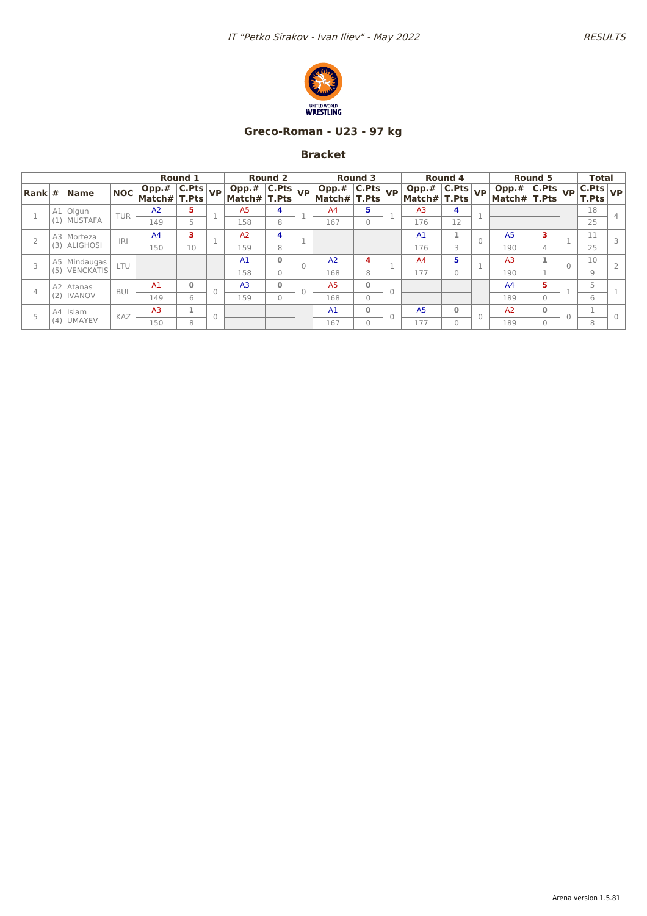IT "Petko Sirakov - Ivan Iliev" - May 2022

RESULTS

UNITED WORLD WRESTLING

## Greco-Roman - U23 - 97 kg

## Bracket

| Rank | # | Name | NOC | Round 1 | | | Round 2 | | | Round 3 | | | Round 4 | | | Round 5 | | | Total | |
|---|---|---|---|---|---|---|---|---|---|---|---|---|---|---|---|---|---|---|---|---|
| | | | | Opp.# / Match# | C.Pts / T.Pts | VP | Opp.# / Match# | C.Pts / T.Pts | VP | Opp.# / Match# | C.Pts / T.Pts | VP | Opp.# / Match# | C.Pts / T.Pts | VP | Opp.# / Match# | C.Pts / T.Pts | VP | C.Pts / T.Pts | VP |
| 1 | A1 (1) | Olgun MUSTAFA | TUR | A2 / 149 | 5 / 5 | 1 | A5 / 158 | 4 / 8 | 1 | A4 / 167 | 5 / 0 | 1 | A3 / 176 | 4 / 12 | 1 | | | | 18 / 25 | 4 |
| 2 | A3 (3) | Morteza ALIGHOSI | IRI | A4 / 150 | 3 / 10 | 1 | A2 / 159 | 4 / 8 | 1 | | | | A1 / 176 | 1 / 3 | 0 | A5 / 190 | 3 / 4 | 1 | 11 / 25 | 3 |
| 3 | A5 (5) | Mindaugas VENCKAITIS | LTU | | | | A1 / 158 | 0 / 0 | 0 | A2 / 168 | 4 / 8 | 1 | A4 / 177 | 5 / 0 | 1 | A3 / 190 | 1 / 1 | 0 | 10 / 9 | 2 |
| 4 | A2 (2) | Atanas IVANOV | BUL | A1 / 149 | 0 / 6 | 0 | A3 / 159 | 0 / 0 | 0 | A5 / 168 | 0 / 0 | 0 | | | | A4 / 189 | 5 / 0 | 1 | 5 / 6 | 1 |
| 5 | A4 (4) | Islam UMAYEV | KAZ | A3 / 150 | 1 / 8 | 0 | | | | A1 / 167 | 0 / 0 | 0 | A5 / 177 | 0 / 0 | 0 | A2 / 189 | 0 / 0 | 0 | 1 / 8 | 0 |

Arena version 1.5.81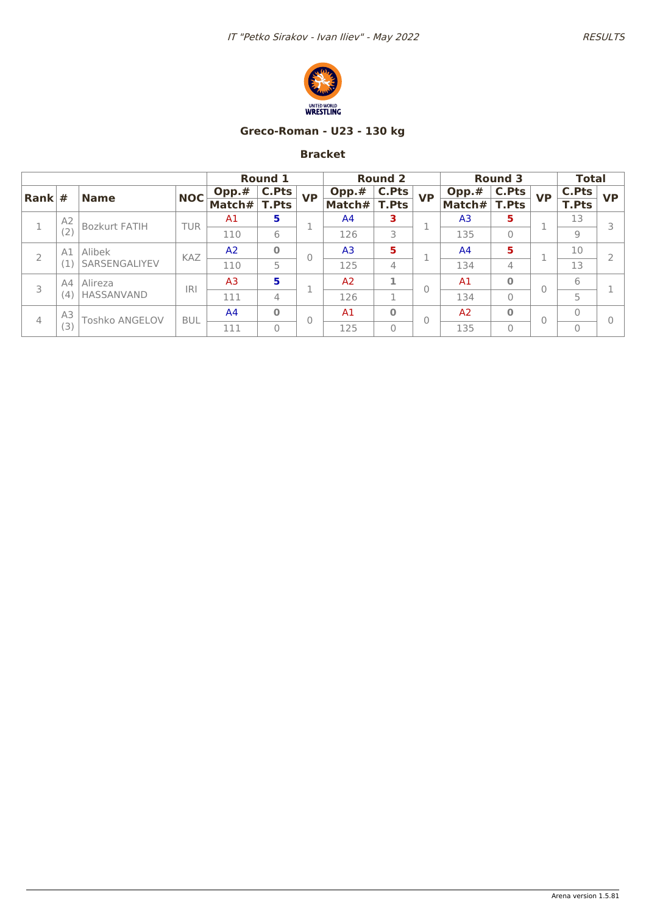# Greco-Roman - U23 - 130 kg

## Bracket

| Rank | # | Name | NOC | Round 1 | | | Round 2 | | | Round 3 | | | Total | |
|---|---|---|---|---|---|---|---|---|---|---|---|---|---|---|
| | | | | Opp.# / Match# | C.Pts / T.Pts | VP | Opp.# / Match# | C.Pts / T.Pts | VP | Opp.# / Match# | C.Pts / T.Pts | VP | C.Pts / T.Pts | VP |
| 1 | A2 (2) | Bozkurt FATIH | TUR | A1 / 110 | 5 / 6 | 1 | A4 / 126 | 3 / 3 | 1 | A3 / 135 | 5 / 0 | 1 | 13 / 9 | 3 |
| 2 | A1 (1) | Alibek SARSENGALIYEV | KAZ | A2 / 110 | 0 / 5 | 0 | A3 / 125 | 5 / 4 | 1 | A4 / 134 | 5 / 4 | 1 | 10 / 13 | 2 |
| 3 | A4 (4) | Alireza HASSANVAND | IRI | A3 / 111 | 5 / 4 | 1 | A2 / 126 | 1 / 1 | 0 | A1 / 134 | 0 / 0 | 0 | 6 / 5 | 1 |
| 4 | A3 (3) | Toshko ANGELOV | BUL | A4 / 111 | 0 / 0 | 0 | A1 / 125 | 0 / 0 | 0 | A2 / 135 | 0 / 0 | 0 | 0 / 0 | 0 |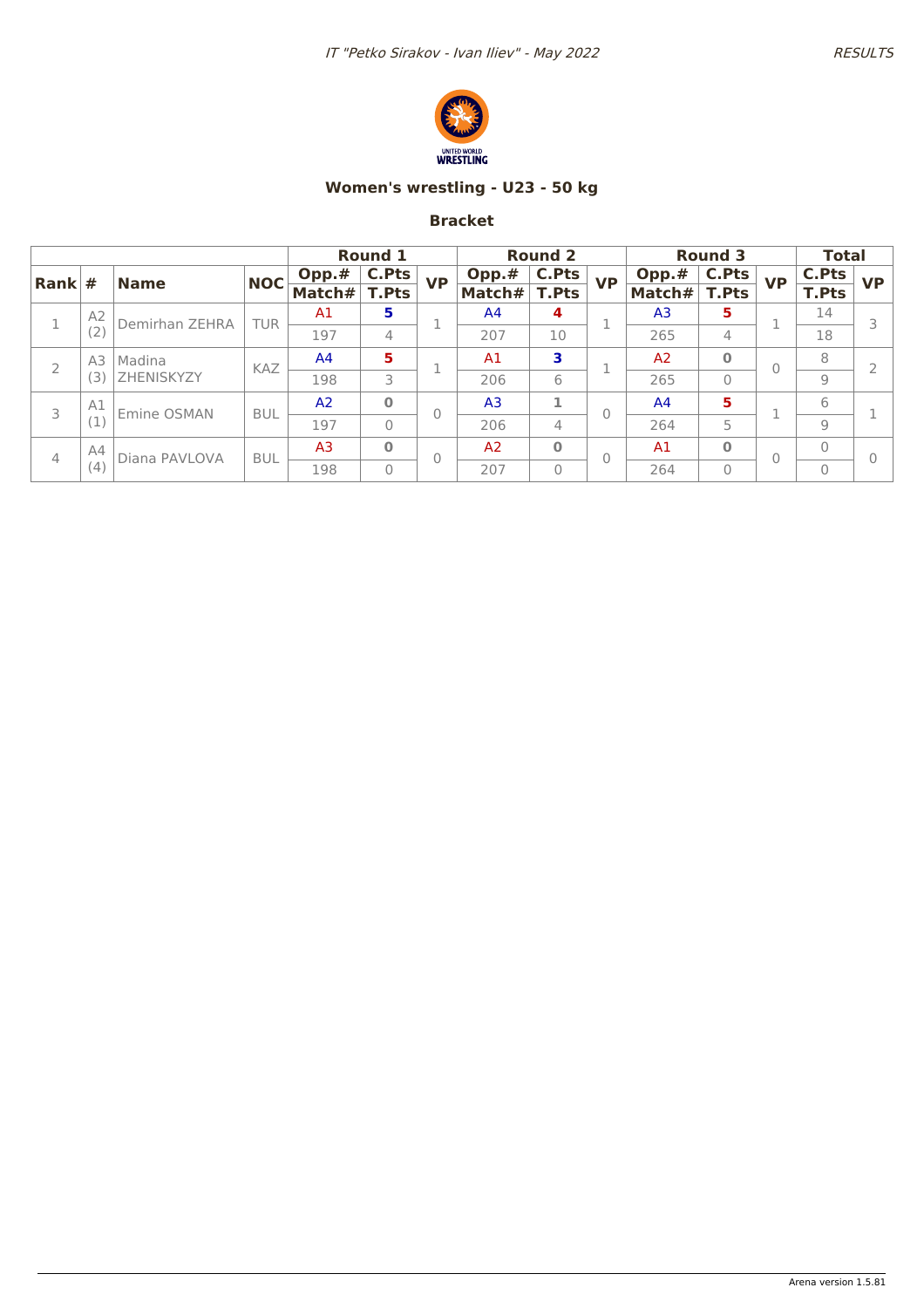*IT "Petko Sirakov - Ivan Iliev" - May 2022*

*RESULTS*

## Women's wrestling - U23 - 50 kg

### Bracket

| | | | | Round 1 | | | Round 2 | | | Round 3 | | | Total | |
|---|---|---|---|---|---|---|---|---|---|---|---|---|---|---|
| Rank | # | Name | NOC | Opp.# / Match# | C.Pts / T.Pts | VP | Opp.# / Match# | C.Pts / T.Pts | VP | Opp.# / Match# | C.Pts / T.Pts | VP | C.Pts / T.Pts | VP |
| 1 | A2 (2) | Demirhan ZEHRA | TUR | A1 / 197 | 5 / 4 | 1 | A4 / 207 | 4 / 10 | 1 | A3 / 265 | 5 / 4 | 1 | 14 / 18 | 3 |
| 2 | A3 (3) | Madina ZHENISKYZY | KAZ | A4 / 198 | 5 / 3 | 1 | A1 / 206 | 3 / 6 | 1 | A2 / 265 | 0 / 0 | 0 | 8 / 9 | 2 |
| 3 | A1 (1) | Emine OSMAN | BUL | A2 / 197 | 0 / 0 | 0 | A3 / 206 | 1 / 4 | 0 | A4 / 264 | 5 / 5 | 1 | 6 / 9 | 1 |
| 4 | A4 (4) | Diana PAVLOVA | BUL | A3 / 198 | 0 / 0 | 0 | A2 / 207 | 0 / 0 | 0 | A1 / 264 | 0 / 0 | 0 | 0 / 0 | 0 |

Arena version 1.5.81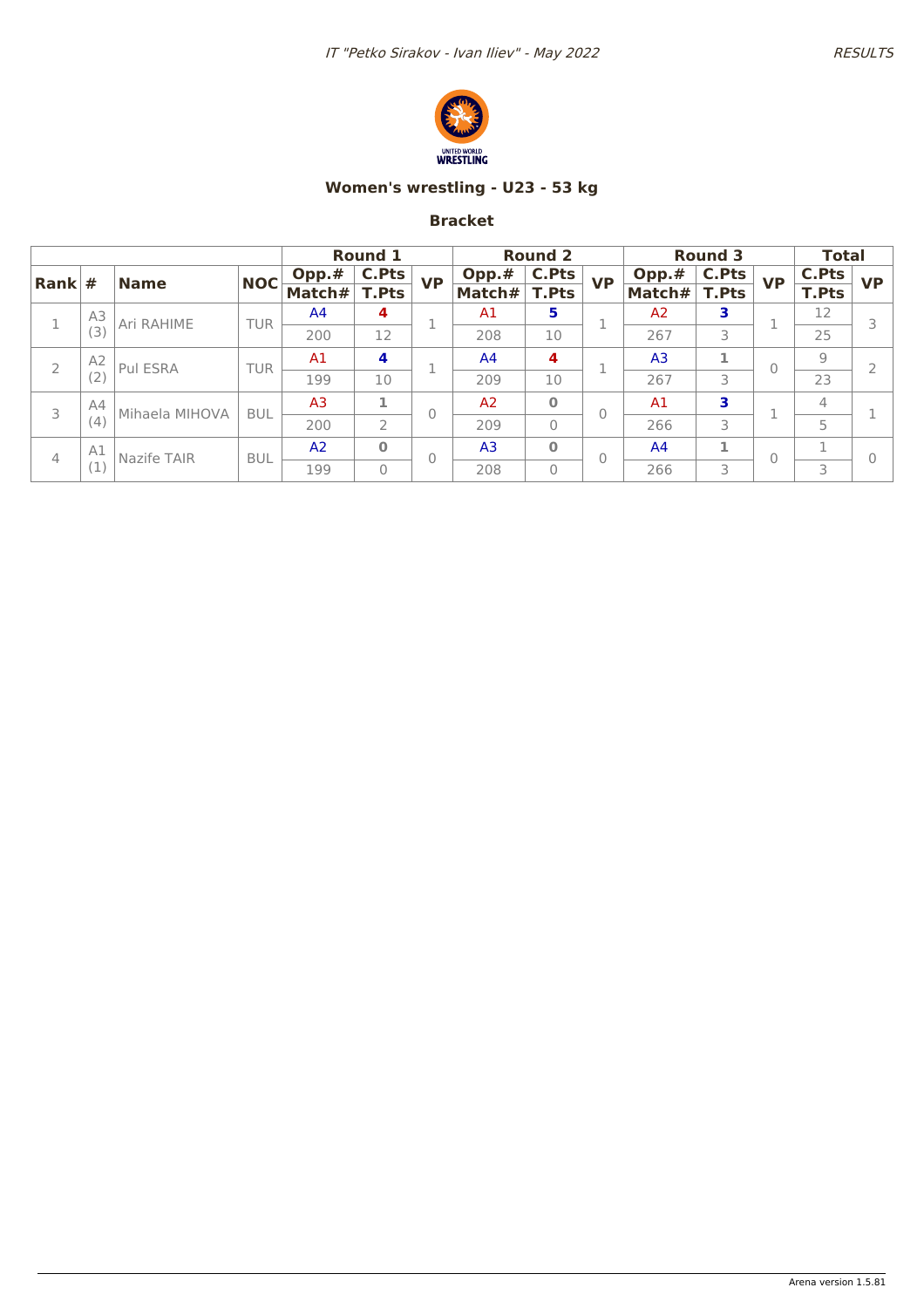# Women's wrestling - U23 - 53 kg

## Bracket

| | | | | Round 1 | | | Round 2 | | | Round 3 | | | Total | |
|---|---|---|---|---|---|---|---|---|---|---|---|---|---|---|
| Rank | # | Name | NOC | Opp.# / Match# | C.Pts / T.Pts | VP | Opp.# / Match# | C.Pts / T.Pts | VP | Opp.# / Match# | C.Pts / T.Pts | VP | C.Pts / T.Pts | VP |
| 1 | A3 (3) | Ari RAHIME | TUR | A4 / 200 | 4 / 12 | 1 | A1 / 208 | 5 / 10 | 1 | A2 / 267 | 3 / 3 | 1 | 12 / 25 | 3 |
| 2 | A2 (2) | Pul ESRA | TUR | A1 / 199 | 4 / 10 | 1 | A4 / 209 | 4 / 10 | 1 | A3 / 267 | 1 / 3 | 0 | 9 / 23 | 2 |
| 3 | A4 (4) | Mihaela MIHOVA | BUL | A3 / 200 | 1 / 2 | 0 | A2 / 209 | 0 / 0 | 0 | A1 / 266 | 3 / 3 | 1 | 4 / 5 | 1 |
| 4 | A1 (1) | Nazife TAIR | BUL | A2 / 199 | 0 / 0 | 0 | A3 / 208 | 0 / 0 | 0 | A4 / 266 | 1 / 3 | 0 | 1 / 3 | 0 |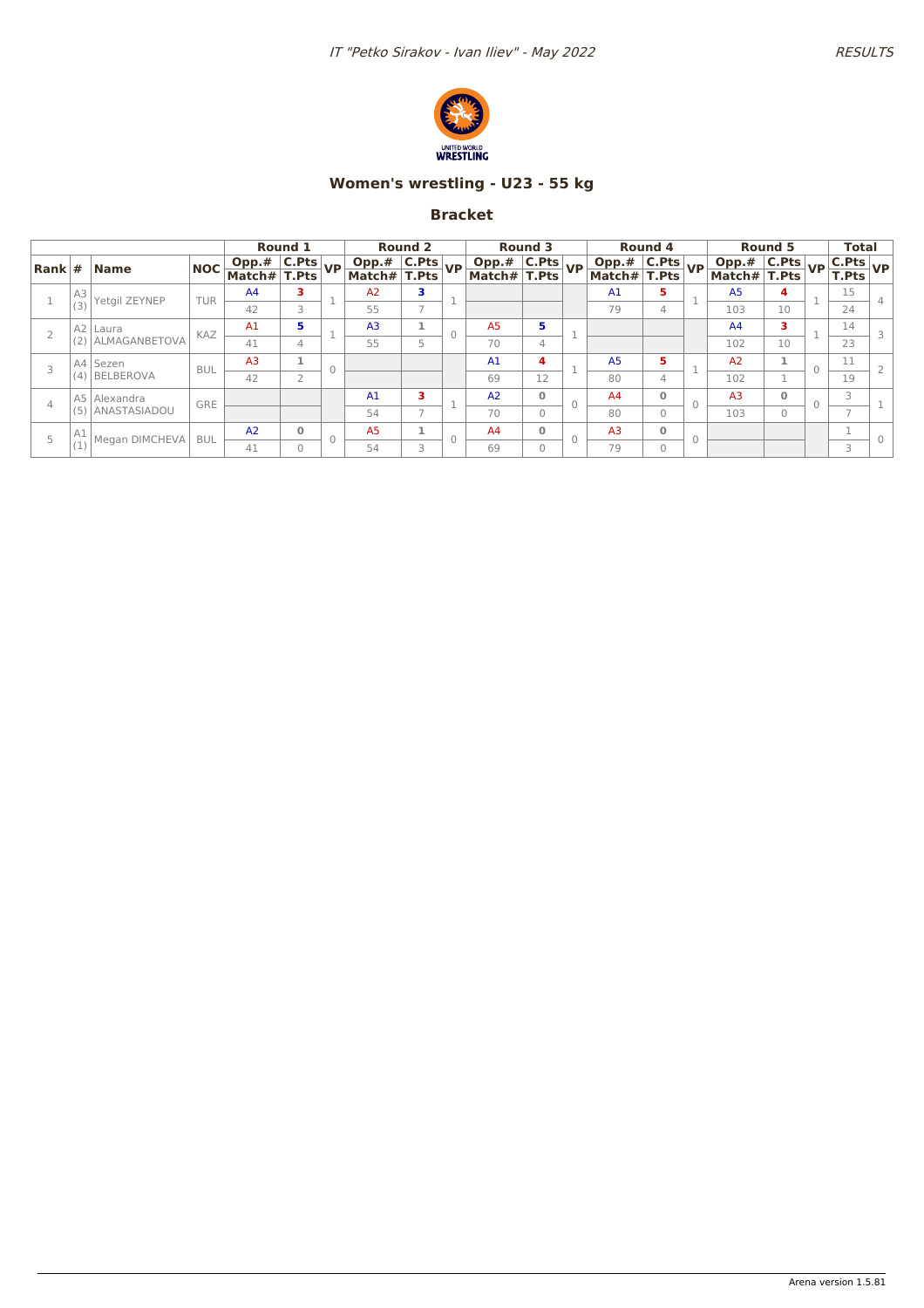## Women's wrestling - U23 - 55 kg

### Bracket

| Rank | # | Name | NOC | Round 1 Opp.# / Match# | Round 1 C.Pts / T.Pts | Round 1 VP | Round 2 Opp.# / Match# | Round 2 C.Pts / T.Pts | Round 2 VP | Round 3 Opp.# / Match# | Round 3 C.Pts / T.Pts | Round 3 VP | Round 4 Opp.# / Match# | Round 4 C.Pts / T.Pts | Round 4 VP | Round 5 Opp.# / Match# | Round 5 C.Pts / T.Pts | Round 5 VP | Total C.Pts / T.Pts | Total VP |
|---|---|---|---|---|---|---|---|---|---|---|---|---|---|---|---|---|---|---|---|---|
| 1 | A3 (3) | Yetgil ZEYNEP | TUR | A4 / 42 | 3 / 3 | 1 | A2 / 55 | 3 / 7 | 1 | | | | A1 / 79 | 5 / 4 | 1 | A5 / 103 | 4 / 10 | 1 | 15 / 24 | 4 |
| 2 | A2 (2) | Laura ALMAGANBETOVA | KAZ | A1 / 41 | 5 / 4 | 1 | A3 / 55 | 1 / 5 | 0 | A5 / 70 | 5 / 4 | 1 | | | | A4 / 102 | 3 / 10 | 1 | 14 / 23 | 3 |
| 3 | A4 (4) | Sezen BELBEROVA | BUL | A3 / 42 | 1 / 2 | 0 | | | | A1 / 69 | 4 / 12 | 1 | A5 / 80 | 5 / 4 | 1 | A2 / 102 | 1 / 1 | 0 | 11 / 19 | 2 |
| 4 | A5 (5) | Alexandra ANASTASIADOU | GRE | | | | A1 / 54 | 3 / 7 | 1 | A2 / 70 | 0 / 0 | 0 | A4 / 80 | 0 / 0 | 0 | A3 / 103 | 0 / 0 | 0 | 3 / 7 | 1 |
| 5 | A1 (1) | Megan DIMCHEVA | BUL | A2 / 41 | 0 / 0 | 0 | A5 / 54 | 1 / 3 | 0 | A4 / 69 | 0 / 0 | 0 | A3 / 79 | 0 / 0 | 0 | | | | 1 / 3 | 0 |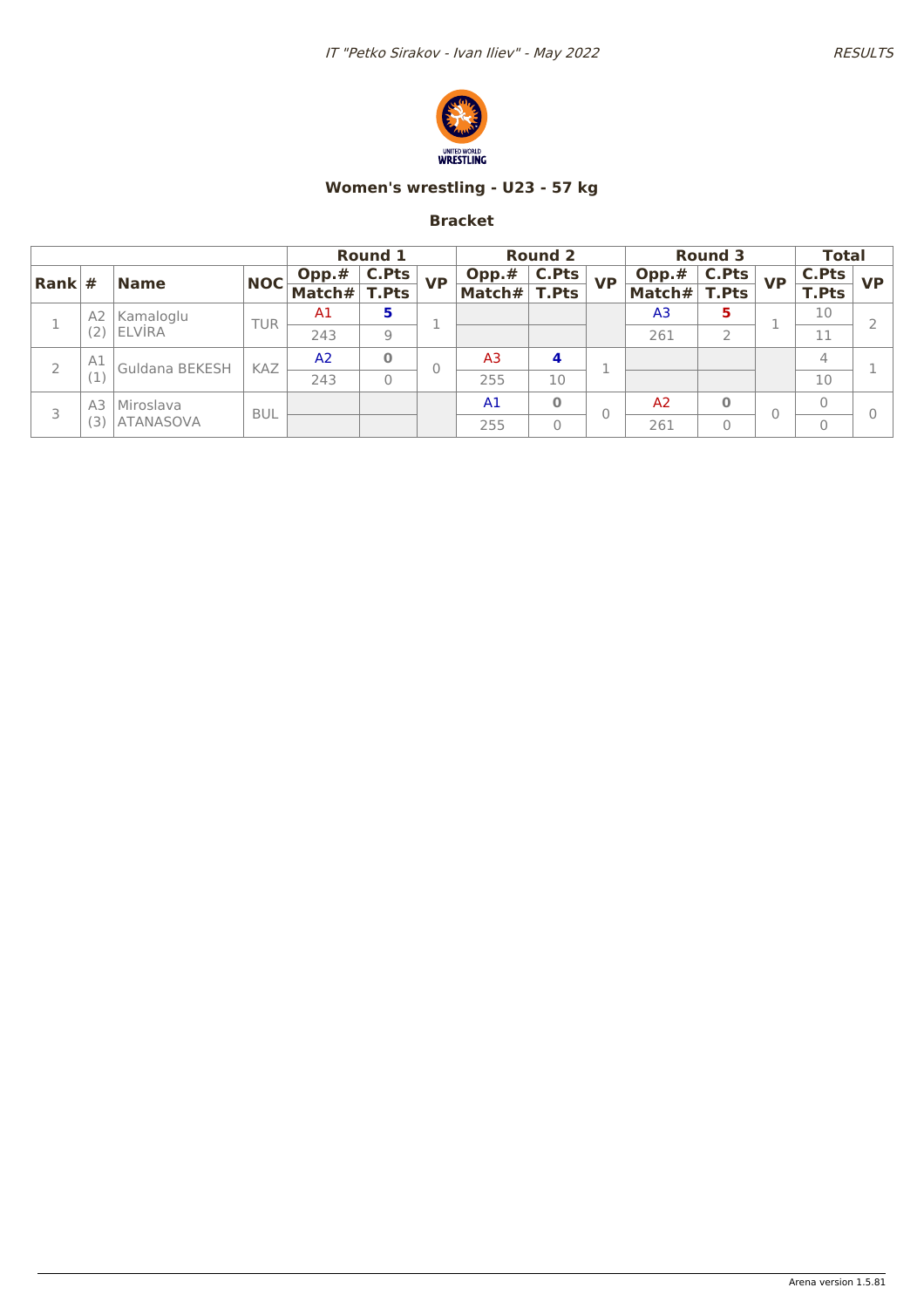## Women's wrestling - U23 - 57 kg

### Bracket

| Rank | # | Name | NOC | Round 1 | | | Round 2 | | | Round 3 | | | Total | |
|---|---|---|---|---|---|---|---|---|---|---|---|---|---|---|
| | | | | Opp.# / Match# | C.Pts / T.Pts | VP | Opp.# / Match# | C.Pts / T.Pts | VP | Opp.# / Match# | C.Pts / T.Pts | VP | C.Pts / T.Pts | VP |
| 1 | A2 (2) | Kamaloglu ELVİRA | TUR | A1 / 243 | 5 / 9 | 1 | | | | A3 / 261 | 5 / 2 | 1 | 10 / 11 | 2 |
| 2 | A1 (1) | Guldana BEKESH | KAZ | A2 / 243 | 0 / 0 | 0 | A3 / 255 | 4 / 10 | 1 | | | | 4 / 10 | 1 |
| 3 | A3 (3) | Miroslava ATANASOVA | BUL | | | | A1 / 255 | 0 / 0 | 0 | A2 / 261 | 0 / 0 | 0 | 0 / 0 | 0 |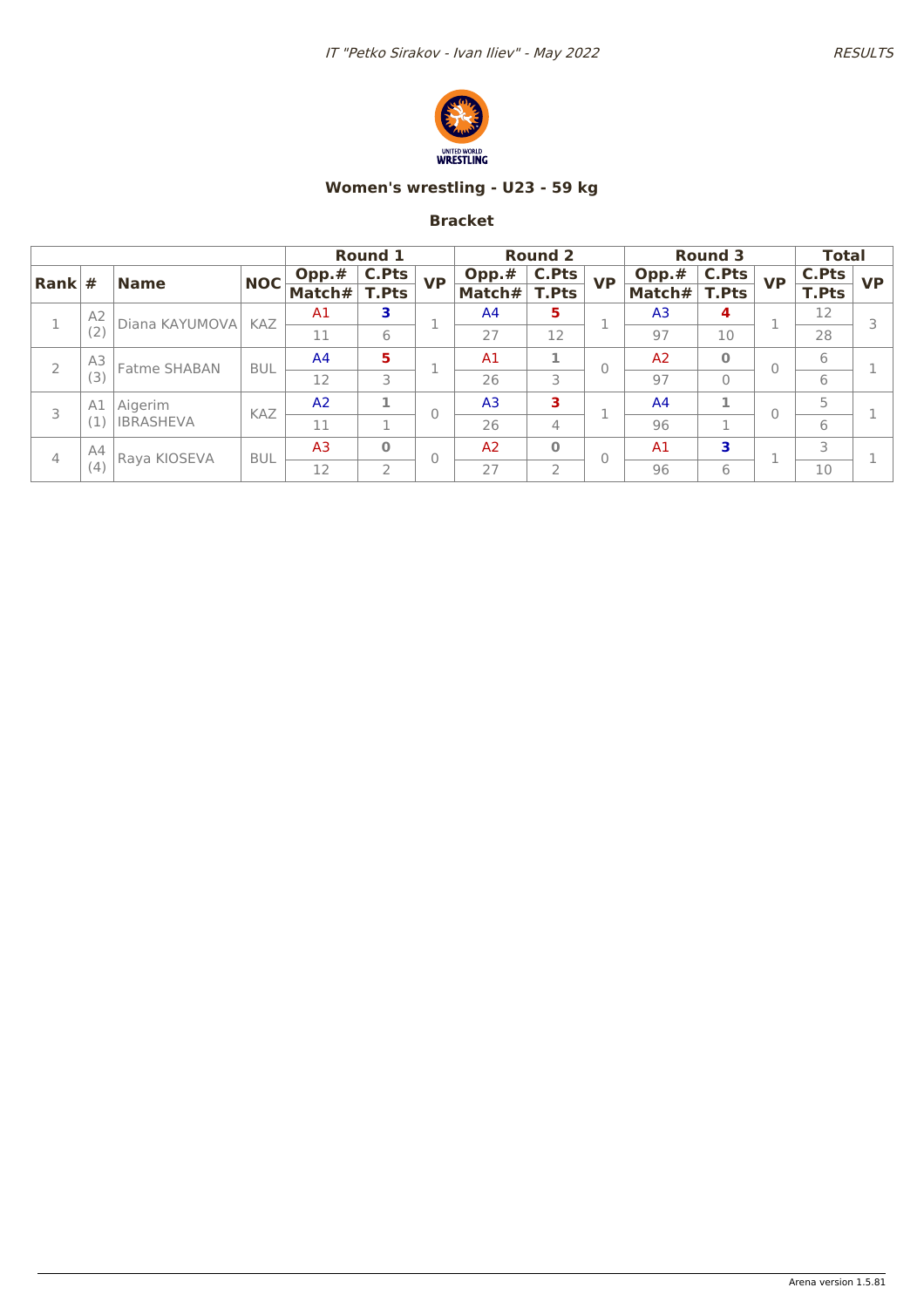IT "Petko Sirakov - Ivan Iliev" - May 2022

RESULTS

UNITED WORLD WRESTLING

## Women's wrestling - U23 - 59 kg

### Bracket

| | | | | Round 1 | | | Round 2 | | | Round 3 | | | Total | |
|---|---|---|---|---|---|---|---|---|---|---|---|---|---|---|
| Rank | # | Name | NOC | Opp.# / Match# | C.Pts / T.Pts | VP | Opp.# / Match# | C.Pts / T.Pts | VP | Opp.# / Match# | C.Pts / T.Pts | VP | C.Pts / T.Pts | VP |
| 1 | A2 (2) | Diana KAYUMOVA | KAZ | A1 / 11 | 3 / 6 | 1 | A4 / 27 | 5 / 12 | 1 | A3 / 97 | 4 / 10 | 1 | 12 / 28 | 3 |
| 2 | A3 (3) | Fatme SHABAN | BUL | A4 / 12 | 5 / 3 | 1 | A1 / 26 | 1 / 3 | 0 | A2 / 97 | 0 / 0 | 0 | 6 / 6 | 1 |
| 3 | A1 (1) | Aigerim IBRASHEVA | KAZ | A2 / 11 | 1 / 1 | 0 | A3 / 26 | 3 / 4 | 1 | A4 / 96 | 1 / 1 | 0 | 5 / 6 | 1 |
| 4 | A4 (4) | Raya KIOSEVA | BUL | A3 / 12 | 0 / 2 | 0 | A2 / 27 | 0 / 2 | 0 | A1 / 96 | 3 / 6 | 1 | 3 / 10 | 1 |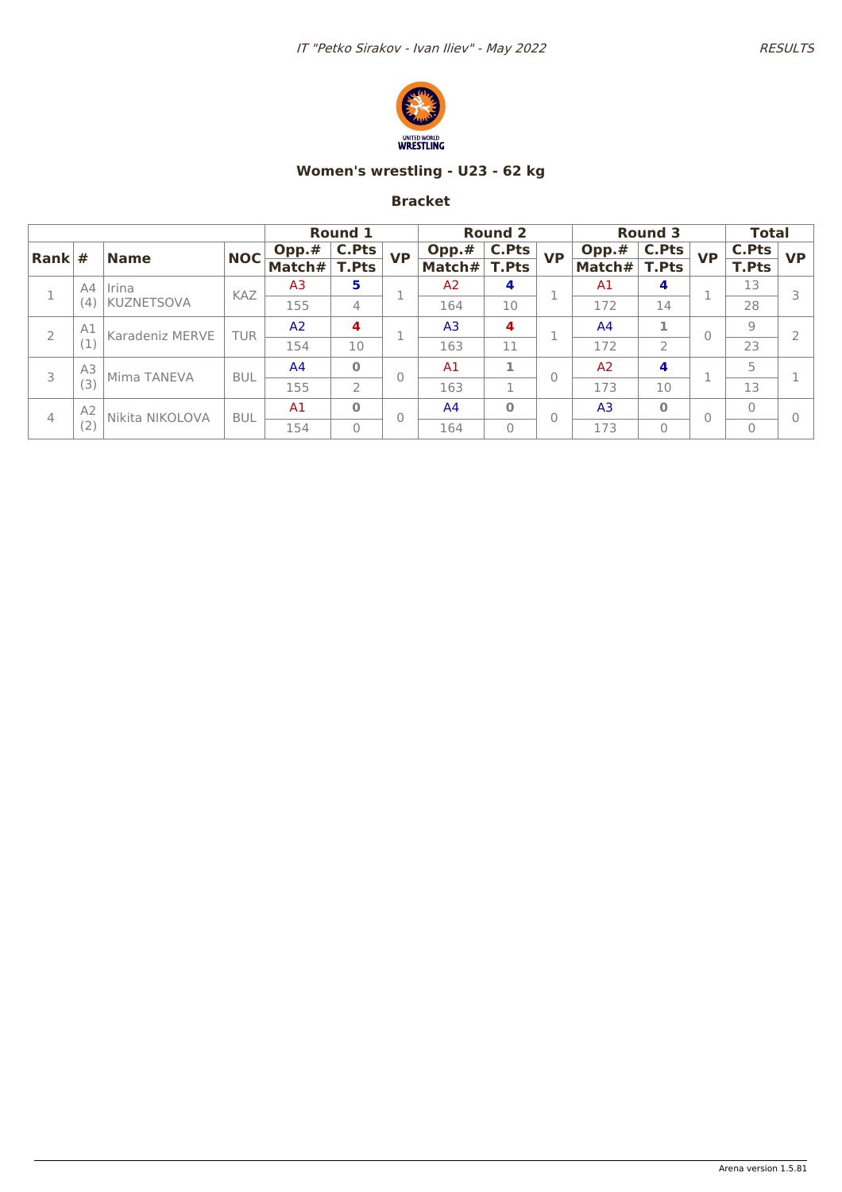# Women's wrestling - U23 - 62 kg

## Bracket

| Rank | # | Name | NOC | Round 1 | | | Round 2 | | | Round 3 | | | Total | |
|---|---|---|---|---|---|---|---|---|---|---|---|---|---|---|
| | | | | Opp.# / Match# | C.Pts / T.Pts | VP | Opp.# / Match# | C.Pts / T.Pts | VP | Opp.# / Match# | C.Pts / T.Pts | VP | C.Pts / T.Pts | VP |
| 1 | A4 (4) | Irina KUZNETSOVA | KAZ | A3 / 155 | 5 / 4 | 1 | A2 / 164 | 4 / 10 | 1 | A1 / 172 | 4 / 14 | 1 | 13 / 28 | 3 |
| 2 | A1 (1) | Karadeniz MERVE | TUR | A2 / 154 | 4 / 10 | 1 | A3 / 163 | 4 / 11 | 1 | A4 / 172 | 1 / 2 | 0 | 9 / 23 | 2 |
| 3 | A3 (3) | Mima TANEVA | BUL | A4 / 155 | 0 / 2 | 0 | A1 / 163 | 1 / 1 | 0 | A2 / 173 | 4 / 10 | 1 | 5 / 13 | 1 |
| 4 | A2 (2) | Nikita NIKOLOVA | BUL | A1 / 154 | 0 / 0 | 0 | A4 / 164 | 0 / 0 | 0 | A3 / 173 | 0 / 0 | 0 | 0 / 0 | 0 |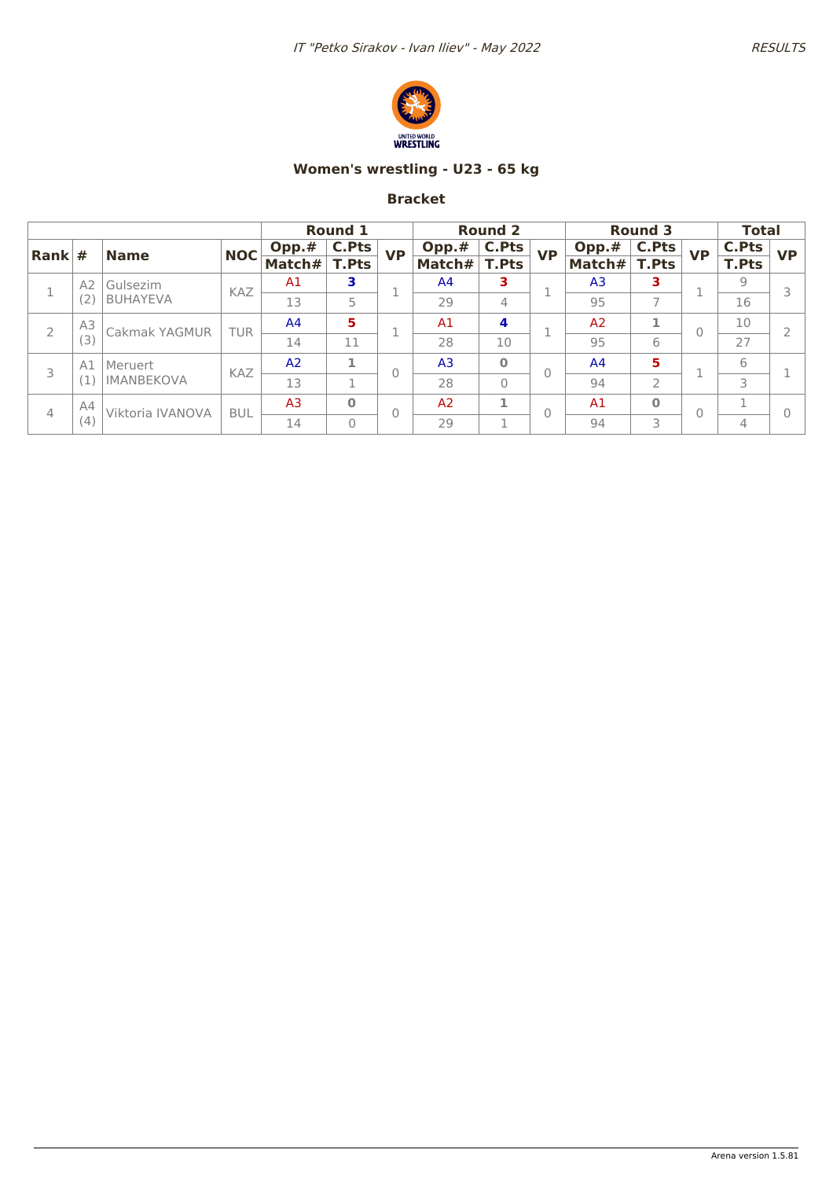## Women's wrestling - U23 - 65 kg

### Bracket

| Rank | # | Name | NOC | Round 1 | | | Round 2 | | | Round 3 | | | Total | |
|---|---|---|---|---|---|---|---|---|---|---|---|---|---|---|
| | | | | Opp.# / Match# | C.Pts / T.Pts | VP | Opp.# / Match# | C.Pts / T.Pts | VP | Opp.# / Match# | C.Pts / T.Pts | VP | C.Pts / T.Pts | VP |
| 1 | A2 (2) | Gulsezim BUHAYEVA | KAZ | A1 / 13 | 3 / 5 | 1 | A4 / 29 | 3 / 4 | 1 | A3 / 95 | 3 / 7 | 1 | 9 / 16 | 3 |
| 2 | A3 (3) | Cakmak YAGMUR | TUR | A4 / 14 | 5 / 11 | 1 | A1 / 28 | 4 / 10 | 1 | A2 / 95 | 1 / 6 | 0 | 10 / 27 | 2 |
| 3 | A1 (1) | Meruert IMANBEKOVA | KAZ | A2 / 13 | 1 / 1 | 0 | A3 / 28 | 0 / 0 | 0 | A4 / 94 | 5 / 2 | 1 | 6 / 3 | 1 |
| 4 | A4 (4) | Viktoria IVANOVA | BUL | A3 / 14 | 0 / 0 | 0 | A2 / 29 | 1 / 1 | 0 | A1 / 94 | 0 / 3 | 0 | 1 / 4 | 0 |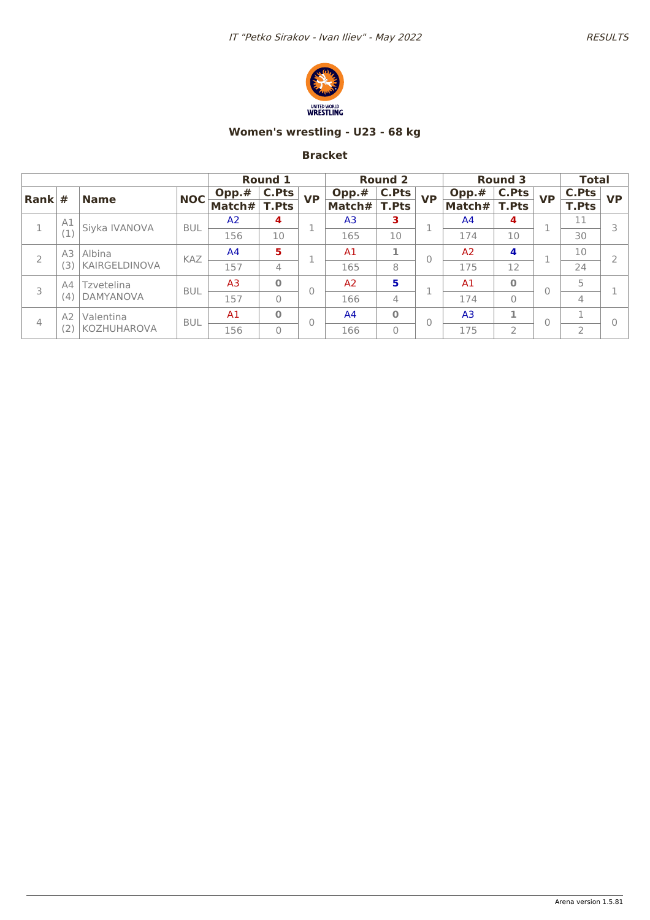# Women's wrestling - U23 - 68 kg

## Bracket

| | | | | Round 1 | | | Round 2 | | | Round 3 | | | Total | |
|---|---|---|---|---|---|---|---|---|---|---|---|---|---|---|
| Rank | # | Name | NOC | Opp.# / Match# | C.Pts / T.Pts | VP | Opp.# / Match# | C.Pts / T.Pts | VP | Opp.# / Match# | C.Pts / T.Pts | VP | C.Pts / T.Pts | VP |
| 1 | A1 (1) | Siyka IVANOVA | BUL | A2 / 156 | 4 / 10 | 1 | A3 / 165 | 3 / 10 | 1 | A4 / 174 | 4 / 10 | 1 | 11 / 30 | 3 |
| 2 | A3 (3) | Albina KAIRGELDINOVA | KAZ | A4 / 157 | 5 / 4 | 1 | A1 / 165 | 1 / 8 | 0 | A2 / 175 | 4 / 12 | 1 | 10 / 24 | 2 |
| 3 | A4 (4) | Tzvetelina DAMYANOVA | BUL | A3 / 157 | 0 / 0 | 0 | A2 / 166 | 5 / 4 | 1 | A1 / 174 | 0 / 0 | 0 | 5 / 4 | 1 |
| 4 | A2 (2) | Valentina KOZHUHAROVA | BUL | A1 / 156 | 0 / 0 | 0 | A4 / 166 | 0 / 0 | 0 | A3 / 175 | 1 / 2 | 0 | 1 / 2 | 0 |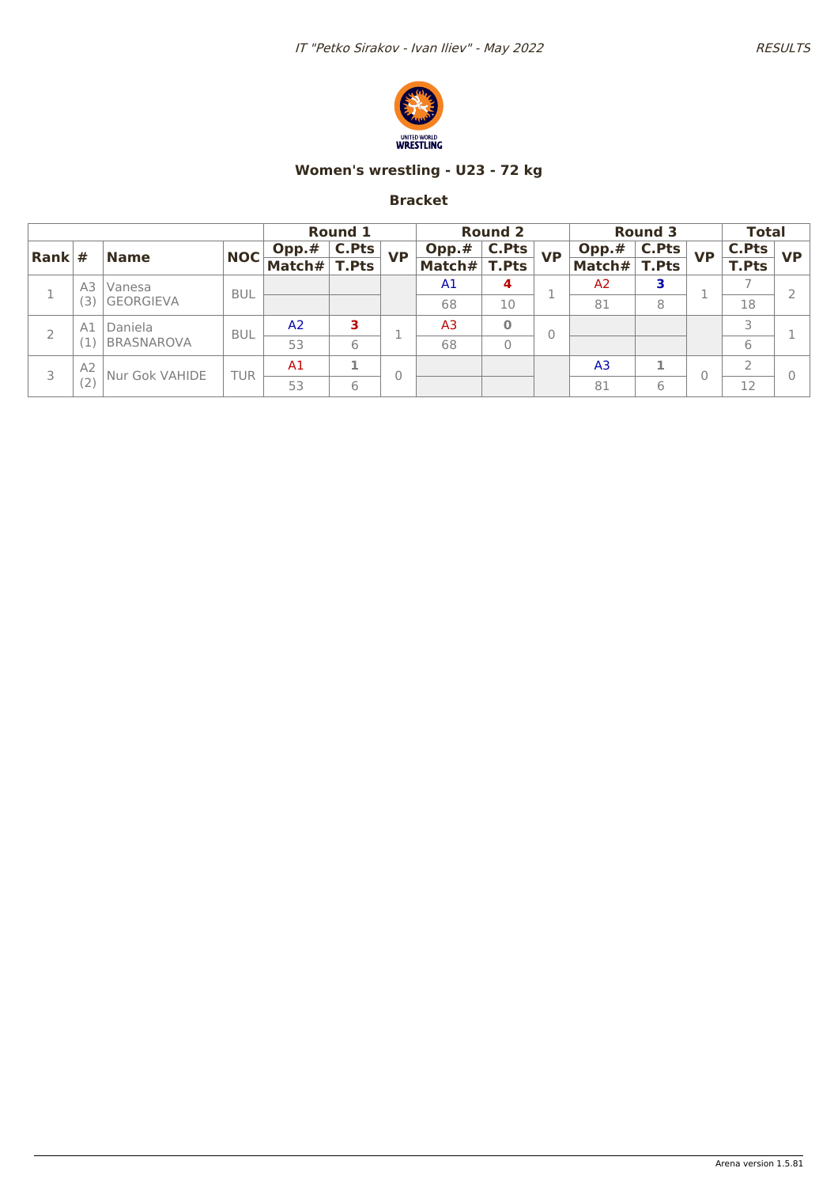# Women's wrestling - U23 - 72 kg

## Bracket

| Rank | # | Name | NOC | Round 1 | | | Round 2 | | | Round 3 | | | Total | |
|---|---|---|---|---|---|---|---|---|---|---|---|---|---|---|
| | | | | Opp.# / Match# | C.Pts / T.Pts | VP | Opp.# / Match# | C.Pts / T.Pts | VP | Opp.# / Match# | C.Pts / T.Pts | VP | C.Pts / T.Pts | VP |
| 1 | A3 (3) | Vanesa GEORGIEVA | BUL | | | | A1 / 68 | 4 / 10 | 1 | A2 / 81 | 3 / 8 | 1 | 7 / 18 | 2 |
| 2 | A1 (1) | Daniela BRASNAROVA | BUL | A2 / 53 | 3 / 6 | 1 | A3 / 68 | 0 / 0 | 0 | | | | 3 / 6 | 1 |
| 3 | A2 (2) | Nur Gok VAHIDE | TUR | A1 / 53 | 1 / 6 | 0 | | | | A3 / 81 | 1 / 6 | 0 | 2 / 12 | 0 |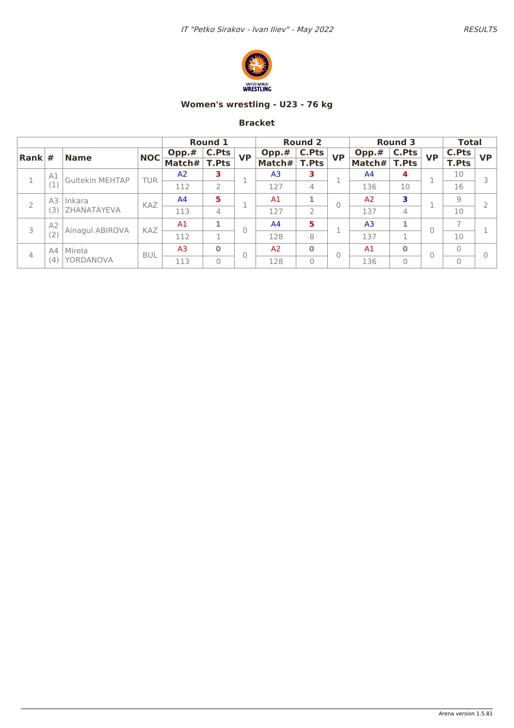UNITED WORLD WRESTLING

## Women's wrestling - U23 - 76 kg

### Bracket

| | | | | Round 1 | | | Round 2 | | | Round 3 | | | Total | |
|---|---|---|---|---|---|---|---|---|---|---|---|---|---|---|
| Rank | # | Name | NOC | Opp.# / Match# | C.Pts / T.Pts | VP | Opp.# / Match# | C.Pts / T.Pts | VP | Opp.# / Match# | C.Pts / T.Pts | VP | C.Pts / T.Pts | VP |
| 1 | A1 (1) | Gultekin MEHTAP | TUR | A2 / 112 | 3 / 2 | 1 | A3 / 127 | 3 / 4 | 1 | A4 / 136 | 4 / 10 | 1 | 10 / 16 | 3 |
| 2 | A3 (3) | Inkara ZHANATAYEVA | KAZ | A4 / 113 | 5 / 4 | 1 | A1 / 127 | 1 / 2 | 0 | A2 / 137 | 3 / 4 | 1 | 9 / 10 | 2 |
| 3 | A2 (2) | Ainagul ABIROVA | KAZ | A1 / 112 | 1 / 1 | 0 | A4 / 128 | 5 / 8 | 1 | A3 / 137 | 1 / 1 | 0 | 7 / 10 | 1 |
| 4 | A4 (4) | Mirela YORDANOVA | BUL | A3 / 113 | 0 / 0 | 0 | A2 / 128 | 0 / 0 | 0 | A1 / 136 | 0 / 0 | 0 | 0 / 0 | 0 |